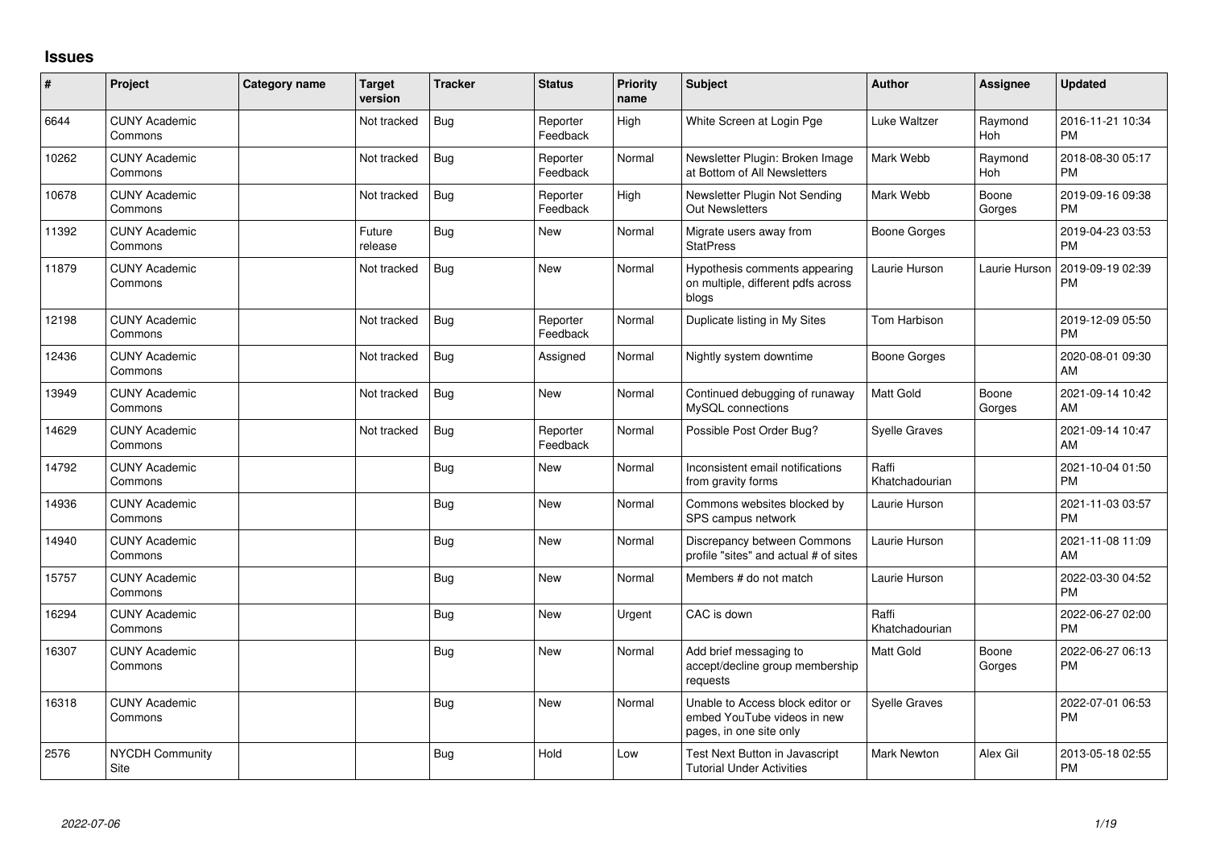# Issues

| # | Project | Category name | Target version | Tracker | Status | Priority name | Subject | Author | Assignee | Updated |
|---|---|---|---|---|---|---|---|---|---|---|
| 6644 | CUNY Academic Commons | | Not tracked | Bug | Reporter Feedback | High | White Screen at Login Pge | Luke Waltzer | Raymond Hoh | 2016-11-21 10:34 PM |
| 10262 | CUNY Academic Commons | | Not tracked | Bug | Reporter Feedback | Normal | Newsletter Plugin: Broken Image at Bottom of All Newsletters | Mark Webb | Raymond Hoh | 2018-08-30 05:17 PM |
| 10678 | CUNY Academic Commons | | Not tracked | Bug | Reporter Feedback | High | Newsletter Plugin Not Sending Out Newsletters | Mark Webb | Boone Gorges | 2019-09-16 09:38 PM |
| 11392 | CUNY Academic Commons | | Future release | Bug | New | Normal | Migrate users away from StatPress | Boone Gorges | | 2019-04-23 03:53 PM |
| 11879 | CUNY Academic Commons | | Not tracked | Bug | New | Normal | Hypothesis comments appearing on multiple, different pdfs across blogs | Laurie Hurson | Laurie Hurson | 2019-09-19 02:39 PM |
| 12198 | CUNY Academic Commons | | Not tracked | Bug | Reporter Feedback | Normal | Duplicate listing in My Sites | Tom Harbison | | 2019-12-09 05:50 PM |
| 12436 | CUNY Academic Commons | | Not tracked | Bug | Assigned | Normal | Nightly system downtime | Boone Gorges | | 2020-08-01 09:30 AM |
| 13949 | CUNY Academic Commons | | Not tracked | Bug | New | Normal | Continued debugging of runaway MySQL connections | Matt Gold | Boone Gorges | 2021-09-14 10:42 AM |
| 14629 | CUNY Academic Commons | | Not tracked | Bug | Reporter Feedback | Normal | Possible Post Order Bug? | Syelle Graves | | 2021-09-14 10:47 AM |
| 14792 | CUNY Academic Commons | | | Bug | New | Normal | Inconsistent email notifications from gravity forms | Raffi Khatchadourian | | 2021-10-04 01:50 PM |
| 14936 | CUNY Academic Commons | | | Bug | New | Normal | Commons websites blocked by SPS campus network | Laurie Hurson | | 2021-11-03 03:57 PM |
| 14940 | CUNY Academic Commons | | | Bug | New | Normal | Discrepancy between Commons profile "sites" and actual # of sites | Laurie Hurson | | 2021-11-08 11:09 AM |
| 15757 | CUNY Academic Commons | | | Bug | New | Normal | Members # do not match | Laurie Hurson | | 2022-03-30 04:52 PM |
| 16294 | CUNY Academic Commons | | | Bug | New | Urgent | CAC is down | Raffi Khatchadourian | | 2022-06-27 02:00 PM |
| 16307 | CUNY Academic Commons | | | Bug | New | Normal | Add brief messaging to accept/decline group membership requests | Matt Gold | Boone Gorges | 2022-06-27 06:13 PM |
| 16318 | CUNY Academic Commons | | | Bug | New | Normal | Unable to Access block editor or embed YouTube videos in new pages, in one site only | Syelle Graves | | 2022-07-01 06:53 PM |
| 2576 | NYCDH Community Site | | | Bug | Hold | Low | Test Next Button in Javascript Tutorial Under Activities | Mark Newton | Alex Gil | 2013-05-18 02:55 PM |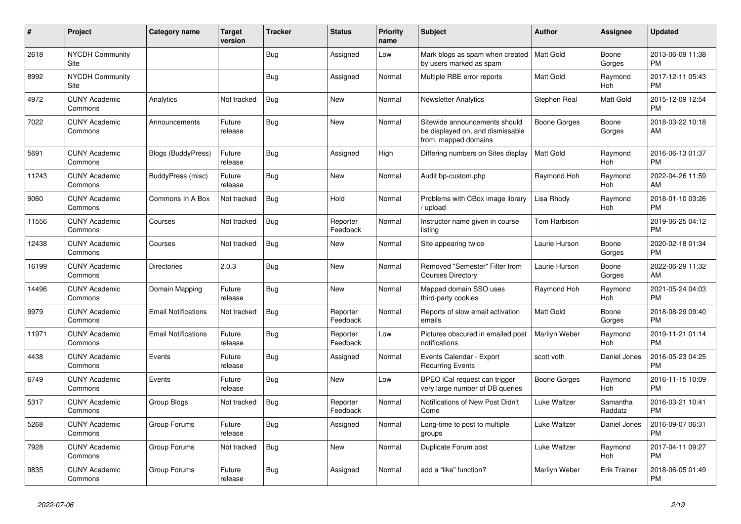| # | Project | Category name | Target version | Tracker | Status | Priority name | Subject | Author | Assignee | Updated |
|---|---|---|---|---|---|---|---|---|---|---|
| 2618 | NYCDH Community Site | | | Bug | Assigned | Low | Mark blogs as spam when created by users marked as spam | Matt Gold | Boone Gorges | 2013-06-09 11:38 PM |
| 8992 | NYCDH Community Site | | | Bug | Assigned | Normal | Multiple RBE error reports | Matt Gold | Raymond Hoh | 2017-12-11 05:43 PM |
| 4972 | CUNY Academic Commons | Analytics | Not tracked | Bug | New | Normal | Newsletter Analytics | Stephen Real | Matt Gold | 2015-12-09 12:54 PM |
| 7022 | CUNY Academic Commons | Announcements | Future release | Bug | New | Normal | Sitewide announcements should be displayed on, and dismissable from, mapped domains | Boone Gorges | Boone Gorges | 2018-03-22 10:18 AM |
| 5691 | CUNY Academic Commons | Blogs (BuddyPress) | Future release | Bug | Assigned | High | Differing numbers on Sites display | Matt Gold | Raymond Hoh | 2016-06-13 01:37 PM |
| 11243 | CUNY Academic Commons | BuddyPress (misc) | Future release | Bug | New | Normal | Audit bp-custom.php | Raymond Hoh | Raymond Hoh | 2022-04-26 11:59 AM |
| 9060 | CUNY Academic Commons | Commons In A Box | Not tracked | Bug | Hold | Normal | Problems with CBox image library / upload | Lisa Rhody | Raymond Hoh | 2018-01-10 03:26 PM |
| 11556 | CUNY Academic Commons | Courses | Not tracked | Bug | Reporter Feedback | Normal | Instructor name given in course listing | Tom Harbison | | 2019-06-25 04:12 PM |
| 12438 | CUNY Academic Commons | Courses | Not tracked | Bug | New | Normal | Site appearing twice | Laurie Hurson | Boone Gorges | 2020-02-18 01:34 PM |
| 16199 | CUNY Academic Commons | Directories | 2.0.3 | Bug | New | Normal | Removed "Semester" Filter from Courses Directory | Laurie Hurson | Boone Gorges | 2022-06-29 11:32 AM |
| 14496 | CUNY Academic Commons | Domain Mapping | Future release | Bug | New | Normal | Mapped domain SSO uses third-party cookies | Raymond Hoh | Raymond Hoh | 2021-05-24 04:03 PM |
| 9979 | CUNY Academic Commons | Email Notifications | Not tracked | Bug | Reporter Feedback | Normal | Reports of slow email activation emails | Matt Gold | Boone Gorges | 2018-08-29 09:40 PM |
| 11971 | CUNY Academic Commons | Email Notifications | Future release | Bug | Reporter Feedback | Low | Pictures obscured in emailed post notifications | Marilyn Weber | Raymond Hoh | 2019-11-21 01:14 PM |
| 4438 | CUNY Academic Commons | Events | Future release | Bug | Assigned | Normal | Events Calendar - Export Recurring Events | scott voth | Daniel Jones | 2016-05-23 04:25 PM |
| 6749 | CUNY Academic Commons | Events | Future release | Bug | New | Low | BPEO iCal request can trigger very large number of DB queries | Boone Gorges | Raymond Hoh | 2016-11-15 10:09 PM |
| 5317 | CUNY Academic Commons | Group Blogs | Not tracked | Bug | Reporter Feedback | Normal | Notifications of New Post Didn't Come | Luke Waltzer | Samantha Raddatz | 2016-03-21 10:41 PM |
| 5268 | CUNY Academic Commons | Group Forums | Future release | Bug | Assigned | Normal | Long-time to post to multiple groups | Luke Waltzer | Daniel Jones | 2016-09-07 06:31 PM |
| 7928 | CUNY Academic Commons | Group Forums | Not tracked | Bug | New | Normal | Duplicate Forum post | Luke Waltzer | Raymond Hoh | 2017-04-11 09:27 PM |
| 9835 | CUNY Academic Commons | Group Forums | Future release | Bug | Assigned | Normal | add a "like" function? | Marilyn Weber | Erik Trainer | 2018-06-05 01:49 PM |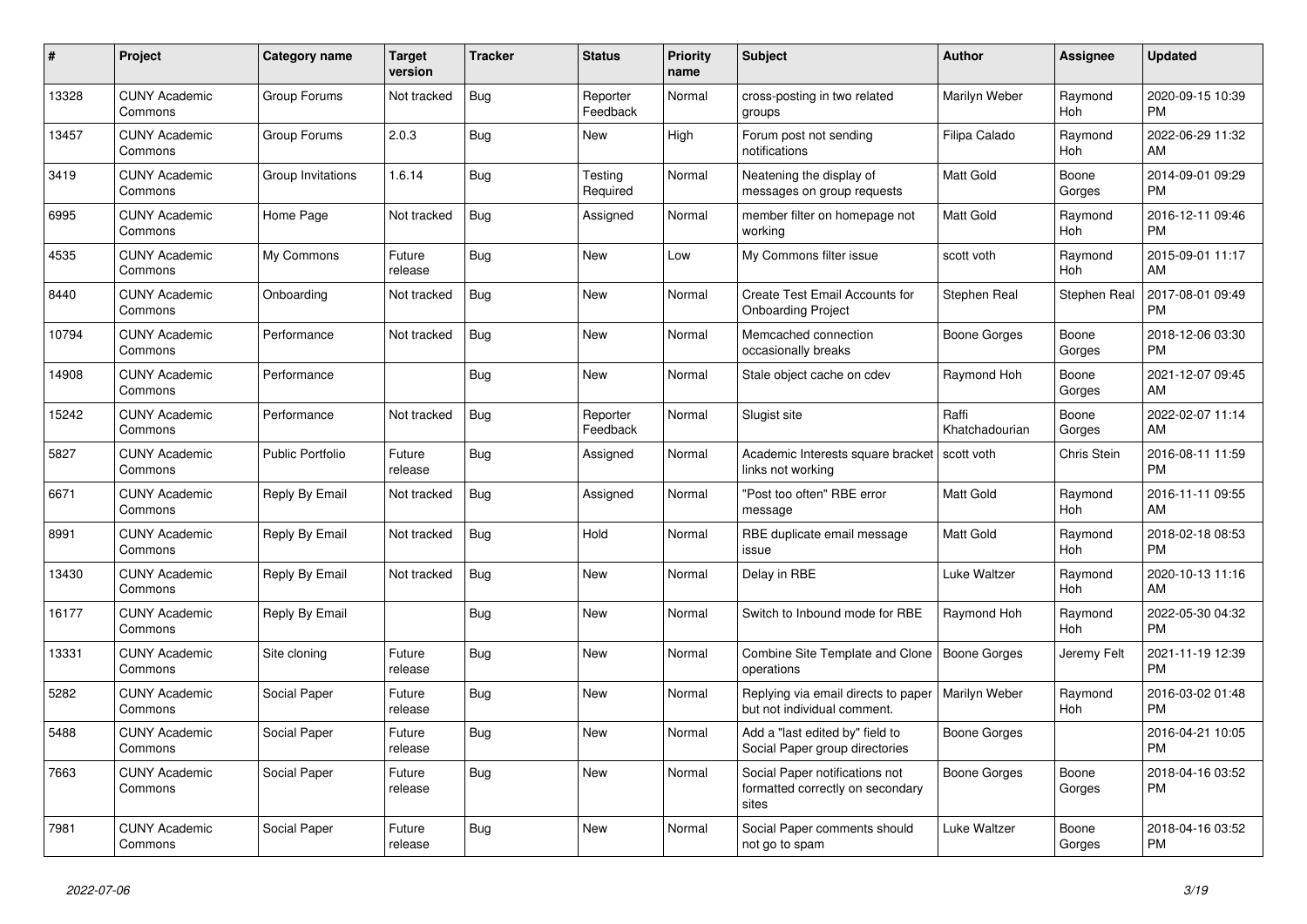| # | Project | Category name | Target version | Tracker | Status | Priority name | Subject | Author | Assignee | Updated |
|---|---|---|---|---|---|---|---|---|---|---|
| 13328 | CUNY Academic Commons | Group Forums | Not tracked | Bug | Reporter Feedback | Normal | cross-posting in two related groups | Marilyn Weber | Raymond Hoh | 2020-09-15 10:39 PM |
| 13457 | CUNY Academic Commons | Group Forums | 2.0.3 | Bug | New | High | Forum post not sending notifications | Filipa Calado | Raymond Hoh | 2022-06-29 11:32 AM |
| 3419 | CUNY Academic Commons | Group Invitations | 1.6.14 | Bug | Testing Required | Normal | Neatening the display of messages on group requests | Matt Gold | Boone Gorges | 2014-09-01 09:29 PM |
| 6995 | CUNY Academic Commons | Home Page | Not tracked | Bug | Assigned | Normal | member filter on homepage not working | Matt Gold | Raymond Hoh | 2016-12-11 09:46 PM |
| 4535 | CUNY Academic Commons | My Commons | Future release | Bug | New | Low | My Commons filter issue | scott voth | Raymond Hoh | 2015-09-01 11:17 AM |
| 8440 | CUNY Academic Commons | Onboarding | Not tracked | Bug | New | Normal | Create Test Email Accounts for Onboarding Project | Stephen Real | Stephen Real | 2017-08-01 09:49 PM |
| 10794 | CUNY Academic Commons | Performance | Not tracked | Bug | New | Normal | Memcached connection occasionally breaks | Boone Gorges | Boone Gorges | 2018-12-06 03:30 PM |
| 14908 | CUNY Academic Commons | Performance | | Bug | New | Normal | Stale object cache on cdev | Raymond Hoh | Boone Gorges | 2021-12-07 09:45 AM |
| 15242 | CUNY Academic Commons | Performance | Not tracked | Bug | Reporter Feedback | Normal | Slugist site | Raffi Khatchadourian | Boone Gorges | 2022-02-07 11:14 AM |
| 5827 | CUNY Academic Commons | Public Portfolio | Future release | Bug | Assigned | Normal | Academic Interests square bracket links not working | scott voth | Chris Stein | 2016-08-11 11:59 PM |
| 6671 | CUNY Academic Commons | Reply By Email | Not tracked | Bug | Assigned | Normal | "Post too often" RBE error message | Matt Gold | Raymond Hoh | 2016-11-11 09:55 AM |
| 8991 | CUNY Academic Commons | Reply By Email | Not tracked | Bug | Hold | Normal | RBE duplicate email message issue | Matt Gold | Raymond Hoh | 2018-02-18 08:53 PM |
| 13430 | CUNY Academic Commons | Reply By Email | Not tracked | Bug | New | Normal | Delay in RBE | Luke Waltzer | Raymond Hoh | 2020-10-13 11:16 AM |
| 16177 | CUNY Academic Commons | Reply By Email | | Bug | New | Normal | Switch to Inbound mode for RBE | Raymond Hoh | Raymond Hoh | 2022-05-30 04:32 PM |
| 13331 | CUNY Academic Commons | Site cloning | Future release | Bug | New | Normal | Combine Site Template and Clone operations | Boone Gorges | Jeremy Felt | 2021-11-19 12:39 PM |
| 5282 | CUNY Academic Commons | Social Paper | Future release | Bug | New | Normal | Replying via email directs to paper but not individual comment. | Marilyn Weber | Raymond Hoh | 2016-03-02 01:48 PM |
| 5488 | CUNY Academic Commons | Social Paper | Future release | Bug | New | Normal | Add a "last edited by" field to Social Paper group directories | Boone Gorges | | 2016-04-21 10:05 PM |
| 7663 | CUNY Academic Commons | Social Paper | Future release | Bug | New | Normal | Social Paper notifications not formatted correctly on secondary sites | Boone Gorges | Boone Gorges | 2018-04-16 03:52 PM |
| 7981 | CUNY Academic Commons | Social Paper | Future release | Bug | New | Normal | Social Paper comments should not go to spam | Luke Waltzer | Boone Gorges | 2018-04-16 03:52 PM |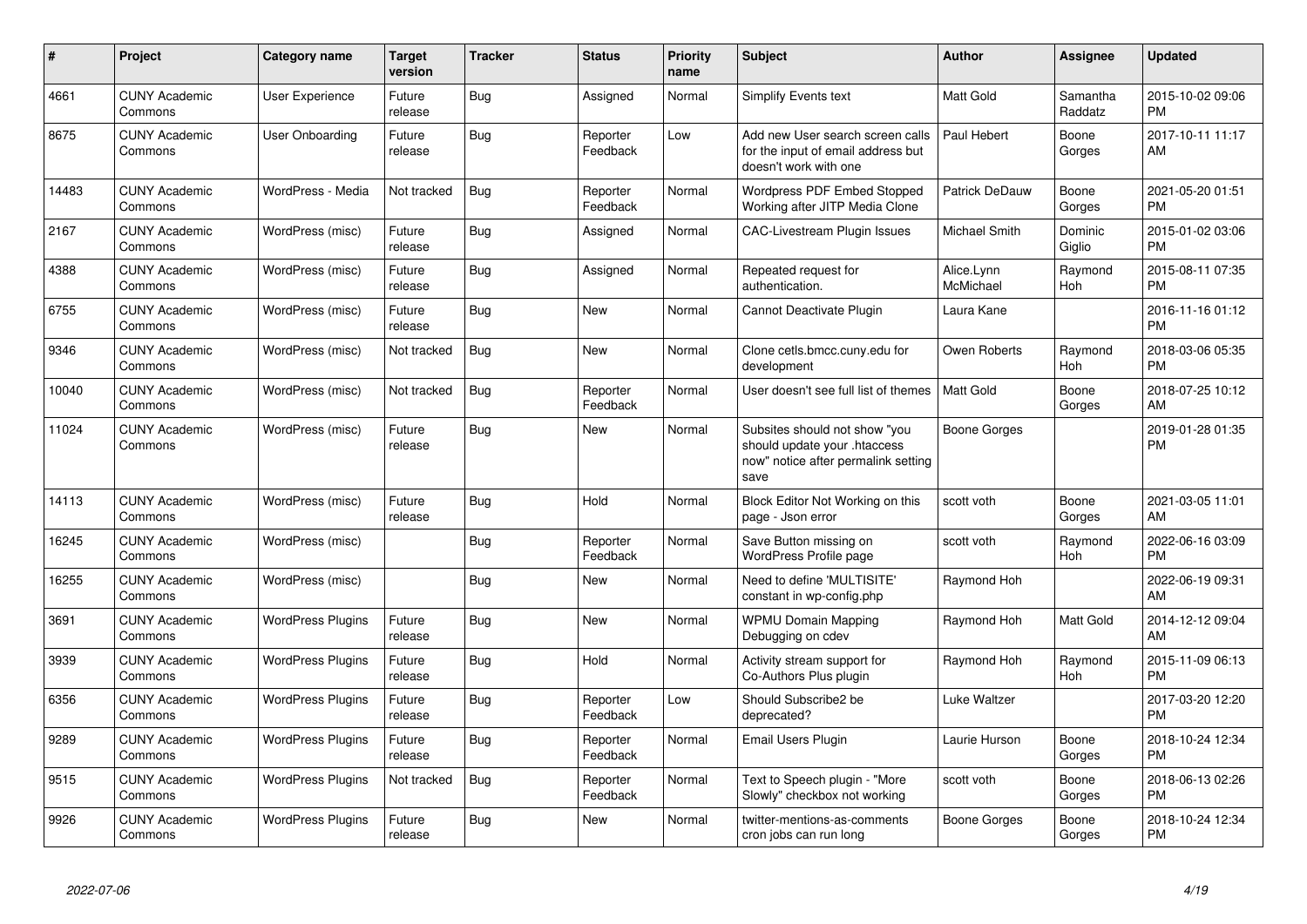| # | Project | Category name | Target version | Tracker | Status | Priority name | Subject | Author | Assignee | Updated |
|---|---|---|---|---|---|---|---|---|---|---|
| 4661 | CUNY Academic Commons | User Experience | Future release | Bug | Assigned | Normal | Simplify Events text | Matt Gold | Samantha Raddatz | 2015-10-02 09:06 PM |
| 8675 | CUNY Academic Commons | User Onboarding | Future release | Bug | Reporter Feedback | Low | Add new User search screen calls for the input of email address but doesn't work with one | Paul Hebert | Boone Gorges | 2017-10-11 11:17 AM |
| 14483 | CUNY Academic Commons | WordPress - Media | Not tracked | Bug | Reporter Feedback | Normal | Wordpress PDF Embed Stopped Working after JITP Media Clone | Patrick DeDauw | Boone Gorges | 2021-05-20 01:51 PM |
| 2167 | CUNY Academic Commons | WordPress (misc) | Future release | Bug | Assigned | Normal | CAC-Livestream Plugin Issues | Michael Smith | Dominic Giglio | 2015-01-02 03:06 PM |
| 4388 | CUNY Academic Commons | WordPress (misc) | Future release | Bug | Assigned | Normal | Repeated request for authentication. | Alice.Lynn McMichael | Raymond Hoh | 2015-08-11 07:35 PM |
| 6755 | CUNY Academic Commons | WordPress (misc) | Future release | Bug | New | Normal | Cannot Deactivate Plugin | Laura Kane | | 2016-11-16 01:12 PM |
| 9346 | CUNY Academic Commons | WordPress (misc) | Not tracked | Bug | New | Normal | Clone cetls.bmcc.cuny.edu for development | Owen Roberts | Raymond Hoh | 2018-03-06 05:35 PM |
| 10040 | CUNY Academic Commons | WordPress (misc) | Not tracked | Bug | Reporter Feedback | Normal | User doesn't see full list of themes | Matt Gold | Boone Gorges | 2018-07-25 10:12 AM |
| 11024 | CUNY Academic Commons | WordPress (misc) | Future release | Bug | New | Normal | Subsites should not show "you should update your .htaccess now" notice after permalink setting save | Boone Gorges | | 2019-01-28 01:35 PM |
| 14113 | CUNY Academic Commons | WordPress (misc) | Future release | Bug | Hold | Normal | Block Editor Not Working on this page - Json error | scott voth | Boone Gorges | 2021-03-05 11:01 AM |
| 16245 | CUNY Academic Commons | WordPress (misc) | | Bug | Reporter Feedback | Normal | Save Button missing on WordPress Profile page | scott voth | Raymond Hoh | 2022-06-16 03:09 PM |
| 16255 | CUNY Academic Commons | WordPress (misc) | | Bug | New | Normal | Need to define 'MULTISITE' constant in wp-config.php | Raymond Hoh | | 2022-06-19 09:31 AM |
| 3691 | CUNY Academic Commons | WordPress Plugins | Future release | Bug | New | Normal | WPMU Domain Mapping Debugging on cdev | Raymond Hoh | Matt Gold | 2014-12-12 09:04 AM |
| 3939 | CUNY Academic Commons | WordPress Plugins | Future release | Bug | Hold | Normal | Activity stream support for Co-Authors Plus plugin | Raymond Hoh | Raymond Hoh | 2015-11-09 06:13 PM |
| 6356 | CUNY Academic Commons | WordPress Plugins | Future release | Bug | Reporter Feedback | Low | Should Subscribe2 be deprecated? | Luke Waltzer | | 2017-03-20 12:20 PM |
| 9289 | CUNY Academic Commons | WordPress Plugins | Future release | Bug | Reporter Feedback | Normal | Email Users Plugin | Laurie Hurson | Boone Gorges | 2018-10-24 12:34 PM |
| 9515 | CUNY Academic Commons | WordPress Plugins | Not tracked | Bug | Reporter Feedback | Normal | Text to Speech plugin - "More Slowly" checkbox not working | scott voth | Boone Gorges | 2018-06-13 02:26 PM |
| 9926 | CUNY Academic Commons | WordPress Plugins | Future release | Bug | New | Normal | twitter-mentions-as-comments cron jobs can run long | Boone Gorges | Boone Gorges | 2018-10-24 12:34 PM |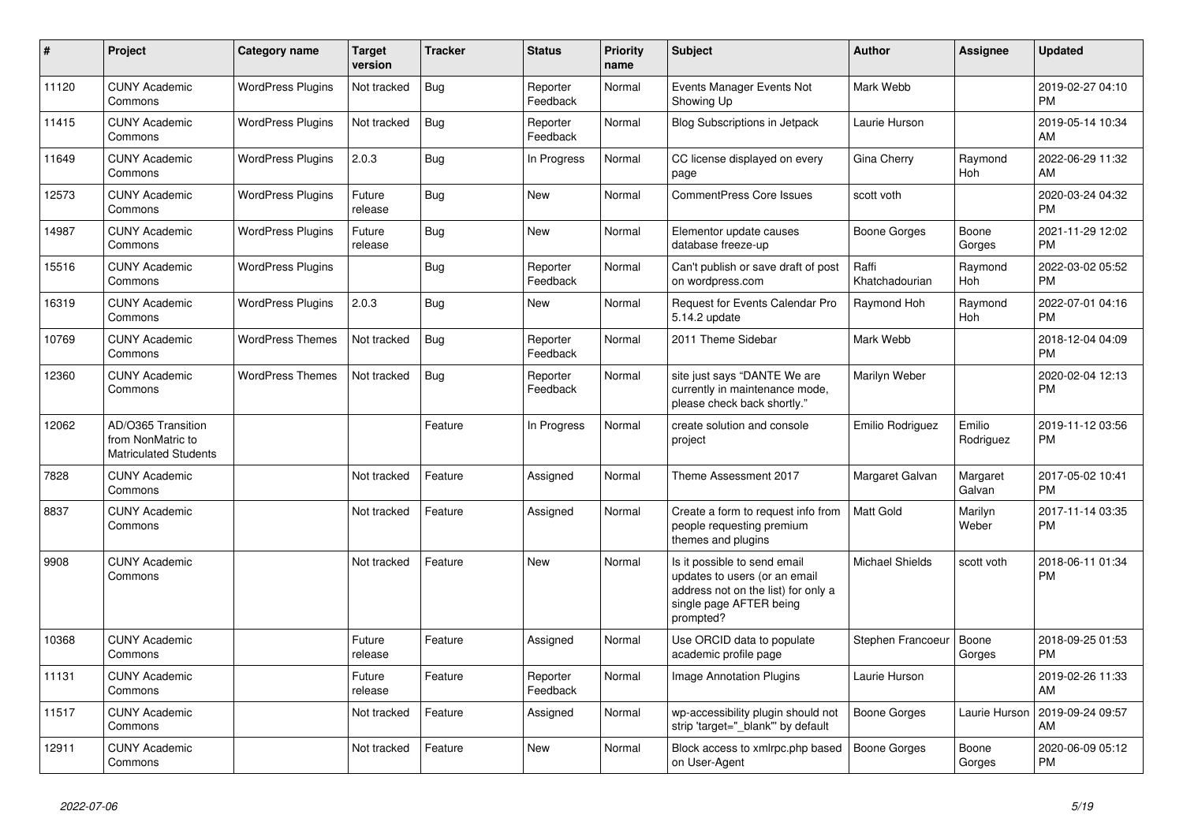| # | Project | Category name | Target version | Tracker | Status | Priority name | Subject | Author | Assignee | Updated |
|---|---|---|---|---|---|---|---|---|---|---|
| 11120 | CUNY Academic Commons | WordPress Plugins | Not tracked | Bug | Reporter Feedback | Normal | Events Manager Events Not Showing Up | Mark Webb | | 2019-02-27 04:10 PM |
| 11415 | CUNY Academic Commons | WordPress Plugins | Not tracked | Bug | Reporter Feedback | Normal | Blog Subscriptions in Jetpack | Laurie Hurson | | 2019-05-14 10:34 AM |
| 11649 | CUNY Academic Commons | WordPress Plugins | 2.0.3 | Bug | In Progress | Normal | CC license displayed on every page | Gina Cherry | Raymond Hoh | 2022-06-29 11:32 AM |
| 12573 | CUNY Academic Commons | WordPress Plugins | Future release | Bug | New | Normal | CommentPress Core Issues | scott voth | | 2020-03-24 04:32 PM |
| 14987 | CUNY Academic Commons | WordPress Plugins | Future release | Bug | New | Normal | Elementor update causes database freeze-up | Boone Gorges | Boone Gorges | 2021-11-29 12:02 PM |
| 15516 | CUNY Academic Commons | WordPress Plugins | | Bug | Reporter Feedback | Normal | Can't publish or save draft of post on wordpress.com | Raffi Khatchadourian | Raymond Hoh | 2022-03-02 05:52 PM |
| 16319 | CUNY Academic Commons | WordPress Plugins | 2.0.3 | Bug | New | Normal | Request for Events Calendar Pro 5.14.2 update | Raymond Hoh | Raymond Hoh | 2022-07-01 04:16 PM |
| 10769 | CUNY Academic Commons | WordPress Themes | Not tracked | Bug | Reporter Feedback | Normal | 2011 Theme Sidebar | Mark Webb | | 2018-12-04 04:09 PM |
| 12360 | CUNY Academic Commons | WordPress Themes | Not tracked | Bug | Reporter Feedback | Normal | site just says "DANTE We are currently in maintenance mode, please check back shortly." | Marilyn Weber | | 2020-02-04 12:13 PM |
| 12062 | AD/O365 Transition from NonMatric to Matriculated Students | | | Feature | In Progress | Normal | create solution and console project | Emilio Rodriguez | Emilio Rodriguez | 2019-11-12 03:56 PM |
| 7828 | CUNY Academic Commons | | Not tracked | Feature | Assigned | Normal | Theme Assessment 2017 | Margaret Galvan | Margaret Galvan | 2017-05-02 10:41 PM |
| 8837 | CUNY Academic Commons | | Not tracked | Feature | Assigned | Normal | Create a form to request info from people requesting premium themes and plugins | Matt Gold | Marilyn Weber | 2017-11-14 03:35 PM |
| 9908 | CUNY Academic Commons | | Not tracked | Feature | New | Normal | Is it possible to send email updates to users (or an email address not on the list) for only a single page AFTER being prompted? | Michael Shields | scott voth | 2018-06-11 01:34 PM |
| 10368 | CUNY Academic Commons | | Future release | Feature | Assigned | Normal | Use ORCID data to populate academic profile page | Stephen Francoeur | Boone Gorges | 2018-09-25 01:53 PM |
| 11131 | CUNY Academic Commons | | Future release | Feature | Reporter Feedback | Normal | Image Annotation Plugins | Laurie Hurson | | 2019-02-26 11:33 AM |
| 11517 | CUNY Academic Commons | | Not tracked | Feature | Assigned | Normal | wp-accessibility plugin should not strip 'target="_blank"' by default | Boone Gorges | Laurie Hurson | 2019-09-24 09:57 AM |
| 12911 | CUNY Academic Commons | | Not tracked | Feature | New | Normal | Block access to xmlrpc.php based on User-Agent | Boone Gorges | Boone Gorges | 2020-06-09 05:12 PM |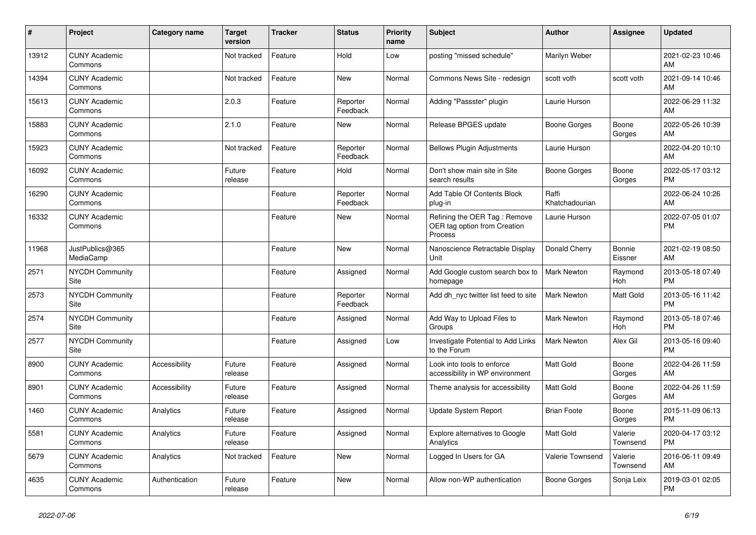| # | Project | Category name | Target version | Tracker | Status | Priority name | Subject | Author | Assignee | Updated |
|---|---|---|---|---|---|---|---|---|---|---|
| 13912 | CUNY Academic Commons | | Not tracked | Feature | Hold | Low | posting "missed schedule" | Marilyn Weber | | 2021-02-23 10:46 AM |
| 14394 | CUNY Academic Commons | | Not tracked | Feature | New | Normal | Commons News Site - redesign | scott voth | scott voth | 2021-09-14 10:46 AM |
| 15613 | CUNY Academic Commons | | 2.0.3 | Feature | Reporter Feedback | Normal | Adding "Passster" plugin | Laurie Hurson | | 2022-06-29 11:32 AM |
| 15883 | CUNY Academic Commons | | 2.1.0 | Feature | New | Normal | Release BPGES update | Boone Gorges | Boone Gorges | 2022-05-26 10:39 AM |
| 15923 | CUNY Academic Commons | | Not tracked | Feature | Reporter Feedback | Normal | Bellows Plugin Adjustments | Laurie Hurson | | 2022-04-20 10:10 AM |
| 16092 | CUNY Academic Commons | | Future release | Feature | Hold | Normal | Don't show main site in Site search results | Boone Gorges | Boone Gorges | 2022-05-17 03:12 PM |
| 16290 | CUNY Academic Commons | | | Feature | Reporter Feedback | Normal | Add Table Of Contents Block plug-in | Raffi Khatchadourian | | 2022-06-24 10:26 AM |
| 16332 | CUNY Academic Commons | | | Feature | New | Normal | Refining the OER Tag : Remove OER tag option from Creation Process | Laurie Hurson | | 2022-07-05 01:07 PM |
| 11968 | JustPublics@365 MediaCamp | | | Feature | New | Normal | Nanoscience Retractable Display Unit | Donald Cherry | Bonnie Eissner | 2021-02-19 08:50 AM |
| 2571 | NYCDH Community Site | | | Feature | Assigned | Normal | Add Google custom search box to homepage | Mark Newton | Raymond Hoh | 2013-05-18 07:49 PM |
| 2573 | NYCDH Community Site | | | Feature | Reporter Feedback | Normal | Add dh_nyc twitter list feed to site | Mark Newton | Matt Gold | 2013-05-16 11:42 PM |
| 2574 | NYCDH Community Site | | | Feature | Assigned | Normal | Add Way to Upload Files to Groups | Mark Newton | Raymond Hoh | 2013-05-18 07:46 PM |
| 2577 | NYCDH Community Site | | | Feature | Assigned | Low | Investigate Potential to Add Links to the Forum | Mark Newton | Alex Gil | 2013-05-16 09:40 PM |
| 8900 | CUNY Academic Commons | Accessibility | Future release | Feature | Assigned | Normal | Look into tools to enforce accessibility in WP environment | Matt Gold | Boone Gorges | 2022-04-26 11:59 AM |
| 8901 | CUNY Academic Commons | Accessibility | Future release | Feature | Assigned | Normal | Theme analysis for accessibility | Matt Gold | Boone Gorges | 2022-04-26 11:59 AM |
| 1460 | CUNY Academic Commons | Analytics | Future release | Feature | Assigned | Normal | Update System Report | Brian Foote | Boone Gorges | 2015-11-09 06:13 PM |
| 5581 | CUNY Academic Commons | Analytics | Future release | Feature | Assigned | Normal | Explore alternatives to Google Analytics | Matt Gold | Valerie Townsend | 2020-04-17 03:12 PM |
| 5679 | CUNY Academic Commons | Analytics | Not tracked | Feature | New | Normal | Logged In Users for GA | Valerie Townsend | Valerie Townsend | 2016-06-11 09:49 AM |
| 4635 | CUNY Academic Commons | Authentication | Future release | Feature | New | Normal | Allow non-WP authentication | Boone Gorges | Sonja Leix | 2019-03-01 02:05 PM |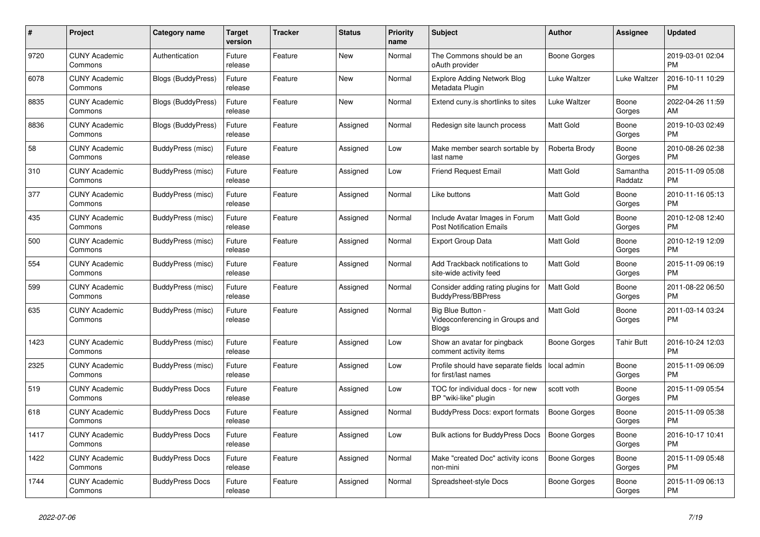| # | Project | Category name | Target version | Tracker | Status | Priority name | Subject | Author | Assignee | Updated |
|---|---|---|---|---|---|---|---|---|---|---|
| 9720 | CUNY Academic Commons | Authentication | Future release | Feature | New | Normal | The Commons should be an oAuth provider | Boone Gorges | | 2019-03-01 02:04 PM |
| 6078 | CUNY Academic Commons | Blogs (BuddyPress) | Future release | Feature | New | Normal | Explore Adding Network Blog Metadata Plugin | Luke Waltzer | Luke Waltzer | 2016-10-11 10:29 PM |
| 8835 | CUNY Academic Commons | Blogs (BuddyPress) | Future release | Feature | New | Normal | Extend cuny.is shortlinks to sites | Luke Waltzer | Boone Gorges | 2022-04-26 11:59 AM |
| 8836 | CUNY Academic Commons | Blogs (BuddyPress) | Future release | Feature | Assigned | Normal | Redesign site launch process | Matt Gold | Boone Gorges | 2019-10-03 02:49 PM |
| 58 | CUNY Academic Commons | BuddyPress (misc) | Future release | Feature | Assigned | Low | Make member search sortable by last name | Roberta Brody | Boone Gorges | 2010-08-26 02:38 PM |
| 310 | CUNY Academic Commons | BuddyPress (misc) | Future release | Feature | Assigned | Low | Friend Request Email | Matt Gold | Samantha Raddatz | 2015-11-09 05:08 PM |
| 377 | CUNY Academic Commons | BuddyPress (misc) | Future release | Feature | Assigned | Normal | Like buttons | Matt Gold | Boone Gorges | 2010-11-16 05:13 PM |
| 435 | CUNY Academic Commons | BuddyPress (misc) | Future release | Feature | Assigned | Normal | Include Avatar Images in Forum Post Notification Emails | Matt Gold | Boone Gorges | 2010-12-08 12:40 PM |
| 500 | CUNY Academic Commons | BuddyPress (misc) | Future release | Feature | Assigned | Normal | Export Group Data | Matt Gold | Boone Gorges | 2010-12-19 12:09 PM |
| 554 | CUNY Academic Commons | BuddyPress (misc) | Future release | Feature | Assigned | Normal | Add Trackback notifications to site-wide activity feed | Matt Gold | Boone Gorges | 2015-11-09 06:19 PM |
| 599 | CUNY Academic Commons | BuddyPress (misc) | Future release | Feature | Assigned | Normal | Consider adding rating plugins for BuddyPress/BBPress | Matt Gold | Boone Gorges | 2011-08-22 06:50 PM |
| 635 | CUNY Academic Commons | BuddyPress (misc) | Future release | Feature | Assigned | Normal | Big Blue Button - Videoconferencing in Groups and Blogs | Matt Gold | Boone Gorges | 2011-03-14 03:24 PM |
| 1423 | CUNY Academic Commons | BuddyPress (misc) | Future release | Feature | Assigned | Low | Show an avatar for pingback comment activity items | Boone Gorges | Tahir Butt | 2016-10-24 12:03 PM |
| 2325 | CUNY Academic Commons | BuddyPress (misc) | Future release | Feature | Assigned | Low | Profile should have separate fields for first/last names | local admin | Boone Gorges | 2015-11-09 06:09 PM |
| 519 | CUNY Academic Commons | BuddyPress Docs | Future release | Feature | Assigned | Low | TOC for individual docs - for new BP "wiki-like" plugin | scott voth | Boone Gorges | 2015-11-09 05:54 PM |
| 618 | CUNY Academic Commons | BuddyPress Docs | Future release | Feature | Assigned | Normal | BuddyPress Docs: export formats | Boone Gorges | Boone Gorges | 2015-11-09 05:38 PM |
| 1417 | CUNY Academic Commons | BuddyPress Docs | Future release | Feature | Assigned | Low | Bulk actions for BuddyPress Docs | Boone Gorges | Boone Gorges | 2016-10-17 10:41 PM |
| 1422 | CUNY Academic Commons | BuddyPress Docs | Future release | Feature | Assigned | Normal | Make "created Doc" activity icons non-mini | Boone Gorges | Boone Gorges | 2015-11-09 05:48 PM |
| 1744 | CUNY Academic Commons | BuddyPress Docs | Future release | Feature | Assigned | Normal | Spreadsheet-style Docs | Boone Gorges | Boone Gorges | 2015-11-09 06:13 PM |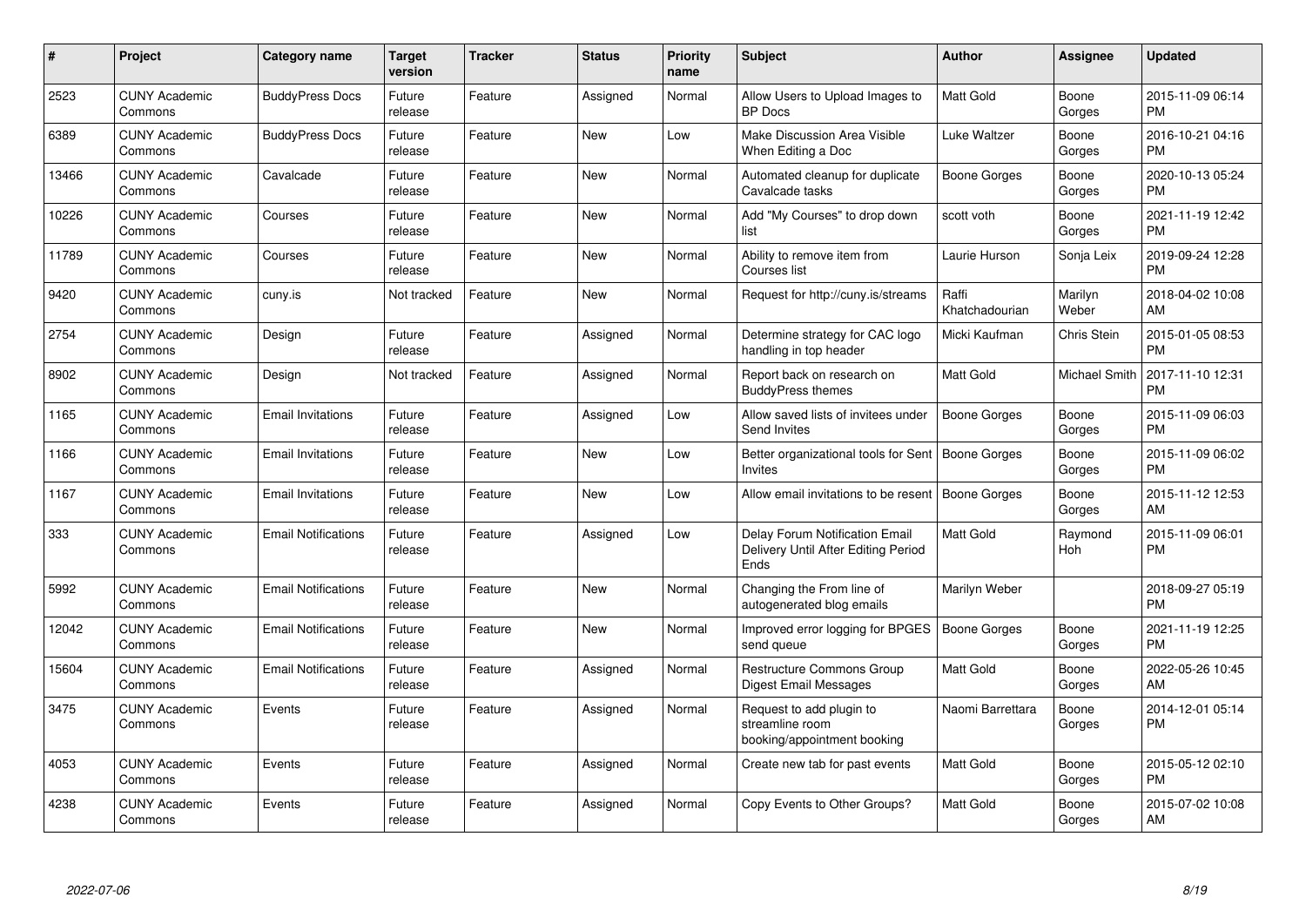| # | Project | Category name | Target version | Tracker | Status | Priority name | Subject | Author | Assignee | Updated |
|---|---|---|---|---|---|---|---|---|---|---|
| 2523 | CUNY Academic Commons | BuddyPress Docs | Future release | Feature | Assigned | Normal | Allow Users to Upload Images to BP Docs | Matt Gold | Boone Gorges | 2015-11-09 06:14 PM |
| 6389 | CUNY Academic Commons | BuddyPress Docs | Future release | Feature | New | Low | Make Discussion Area Visible When Editing a Doc | Luke Waltzer | Boone Gorges | 2016-10-21 04:16 PM |
| 13466 | CUNY Academic Commons | Cavalcade | Future release | Feature | New | Normal | Automated cleanup for duplicate Cavalcade tasks | Boone Gorges | Boone Gorges | 2020-10-13 05:24 PM |
| 10226 | CUNY Academic Commons | Courses | Future release | Feature | New | Normal | Add "My Courses" to drop down list | scott voth | Boone Gorges | 2021-11-19 12:42 PM |
| 11789 | CUNY Academic Commons | Courses | Future release | Feature | New | Normal | Ability to remove item from Courses list | Laurie Hurson | Sonja Leix | 2019-09-24 12:28 PM |
| 9420 | CUNY Academic Commons | cuny.is | Not tracked | Feature | New | Normal | Request for http://cuny.is/streams | Raffi Khatchadourian | Marilyn Weber | 2018-04-02 10:08 AM |
| 2754 | CUNY Academic Commons | Design | Future release | Feature | Assigned | Normal | Determine strategy for CAC logo handling in top header | Micki Kaufman | Chris Stein | 2015-01-05 08:53 PM |
| 8902 | CUNY Academic Commons | Design | Not tracked | Feature | Assigned | Normal | Report back on research on BuddyPress themes | Matt Gold | Michael Smith | 2017-11-10 12:31 PM |
| 1165 | CUNY Academic Commons | Email Invitations | Future release | Feature | Assigned | Low | Allow saved lists of invitees under Send Invites | Boone Gorges | Boone Gorges | 2015-11-09 06:03 PM |
| 1166 | CUNY Academic Commons | Email Invitations | Future release | Feature | New | Low | Better organizational tools for Sent Invites | Boone Gorges | Boone Gorges | 2015-11-09 06:02 PM |
| 1167 | CUNY Academic Commons | Email Invitations | Future release | Feature | New | Low | Allow email invitations to be resent | Boone Gorges | Boone Gorges | 2015-11-12 12:53 AM |
| 333 | CUNY Academic Commons | Email Notifications | Future release | Feature | Assigned | Low | Delay Forum Notification Email Delivery Until After Editing Period Ends | Matt Gold | Raymond Hoh | 2015-11-09 06:01 PM |
| 5992 | CUNY Academic Commons | Email Notifications | Future release | Feature | New | Normal | Changing the From line of autogenerated blog emails | Marilyn Weber | | 2018-09-27 05:19 PM |
| 12042 | CUNY Academic Commons | Email Notifications | Future release | Feature | New | Normal | Improved error logging for BPGES send queue | Boone Gorges | Boone Gorges | 2021-11-19 12:25 PM |
| 15604 | CUNY Academic Commons | Email Notifications | Future release | Feature | Assigned | Normal | Restructure Commons Group Digest Email Messages | Matt Gold | Boone Gorges | 2022-05-26 10:45 AM |
| 3475 | CUNY Academic Commons | Events | Future release | Feature | Assigned | Normal | Request to add plugin to streamline room booking/appointment booking | Naomi Barrettara | Boone Gorges | 2014-12-01 05:14 PM |
| 4053 | CUNY Academic Commons | Events | Future release | Feature | Assigned | Normal | Create new tab for past events | Matt Gold | Boone Gorges | 2015-05-12 02:10 PM |
| 4238 | CUNY Academic Commons | Events | Future release | Feature | Assigned | Normal | Copy Events to Other Groups? | Matt Gold | Boone Gorges | 2015-07-02 10:08 AM |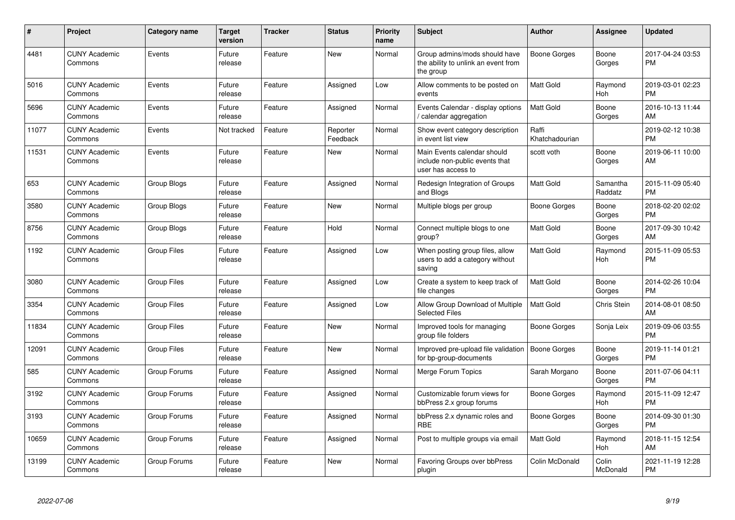| # | Project | Category name | Target version | Tracker | Status | Priority name | Subject | Author | Assignee | Updated |
|---|---|---|---|---|---|---|---|---|---|---|
| 4481 | CUNY Academic Commons | Events | Future release | Feature | New | Normal | Group admins/mods should have the ability to unlink an event from the group | Boone Gorges | Boone Gorges | 2017-04-24 03:53 PM |
| 5016 | CUNY Academic Commons | Events | Future release | Feature | Assigned | Low | Allow comments to be posted on events | Matt Gold | Raymond Hoh | 2019-03-01 02:23 PM |
| 5696 | CUNY Academic Commons | Events | Future release | Feature | Assigned | Normal | Events Calendar - display options / calendar aggregation | Matt Gold | Boone Gorges | 2016-10-13 11:44 AM |
| 11077 | CUNY Academic Commons | Events | Not tracked | Feature | Reporter Feedback | Normal | Show event category description in event list view | Raffi Khatchadourian | | 2019-02-12 10:38 PM |
| 11531 | CUNY Academic Commons | Events | Future release | Feature | New | Normal | Main Events calendar should include non-public events that user has access to | scott voth | Boone Gorges | 2019-06-11 10:00 AM |
| 653 | CUNY Academic Commons | Group Blogs | Future release | Feature | Assigned | Normal | Redesign Integration of Groups and Blogs | Matt Gold | Samantha Raddatz | 2015-11-09 05:40 PM |
| 3580 | CUNY Academic Commons | Group Blogs | Future release | Feature | New | Normal | Multiple blogs per group | Boone Gorges | Boone Gorges | 2018-02-20 02:02 PM |
| 8756 | CUNY Academic Commons | Group Blogs | Future release | Feature | Hold | Normal | Connect multiple blogs to one group? | Matt Gold | Boone Gorges | 2017-09-30 10:42 AM |
| 1192 | CUNY Academic Commons | Group Files | Future release | Feature | Assigned | Low | When posting group files, allow users to add a category without saving | Matt Gold | Raymond Hoh | 2015-11-09 05:53 PM |
| 3080 | CUNY Academic Commons | Group Files | Future release | Feature | Assigned | Low | Create a system to keep track of file changes | Matt Gold | Boone Gorges | 2014-02-26 10:04 PM |
| 3354 | CUNY Academic Commons | Group Files | Future release | Feature | Assigned | Low | Allow Group Download of Multiple Selected Files | Matt Gold | Chris Stein | 2014-08-01 08:50 AM |
| 11834 | CUNY Academic Commons | Group Files | Future release | Feature | New | Normal | Improved tools for managing group file folders | Boone Gorges | Sonja Leix | 2019-09-06 03:55 PM |
| 12091 | CUNY Academic Commons | Group Files | Future release | Feature | New | Normal | Improved pre-upload file validation for bp-group-documents | Boone Gorges | Boone Gorges | 2019-11-14 01:21 PM |
| 585 | CUNY Academic Commons | Group Forums | Future release | Feature | Assigned | Normal | Merge Forum Topics | Sarah Morgano | Boone Gorges | 2011-07-06 04:11 PM |
| 3192 | CUNY Academic Commons | Group Forums | Future release | Feature | Assigned | Normal | Customizable forum views for bbPress 2.x group forums | Boone Gorges | Raymond Hoh | 2015-11-09 12:47 PM |
| 3193 | CUNY Academic Commons | Group Forums | Future release | Feature | Assigned | Normal | bbPress 2.x dynamic roles and RBE | Boone Gorges | Boone Gorges | 2014-09-30 01:30 PM |
| 10659 | CUNY Academic Commons | Group Forums | Future release | Feature | Assigned | Normal | Post to multiple groups via email | Matt Gold | Raymond Hoh | 2018-11-15 12:54 AM |
| 13199 | CUNY Academic Commons | Group Forums | Future release | Feature | New | Normal | Favoring Groups over bbPress plugin | Colin McDonald | Colin McDonald | 2021-11-19 12:28 PM |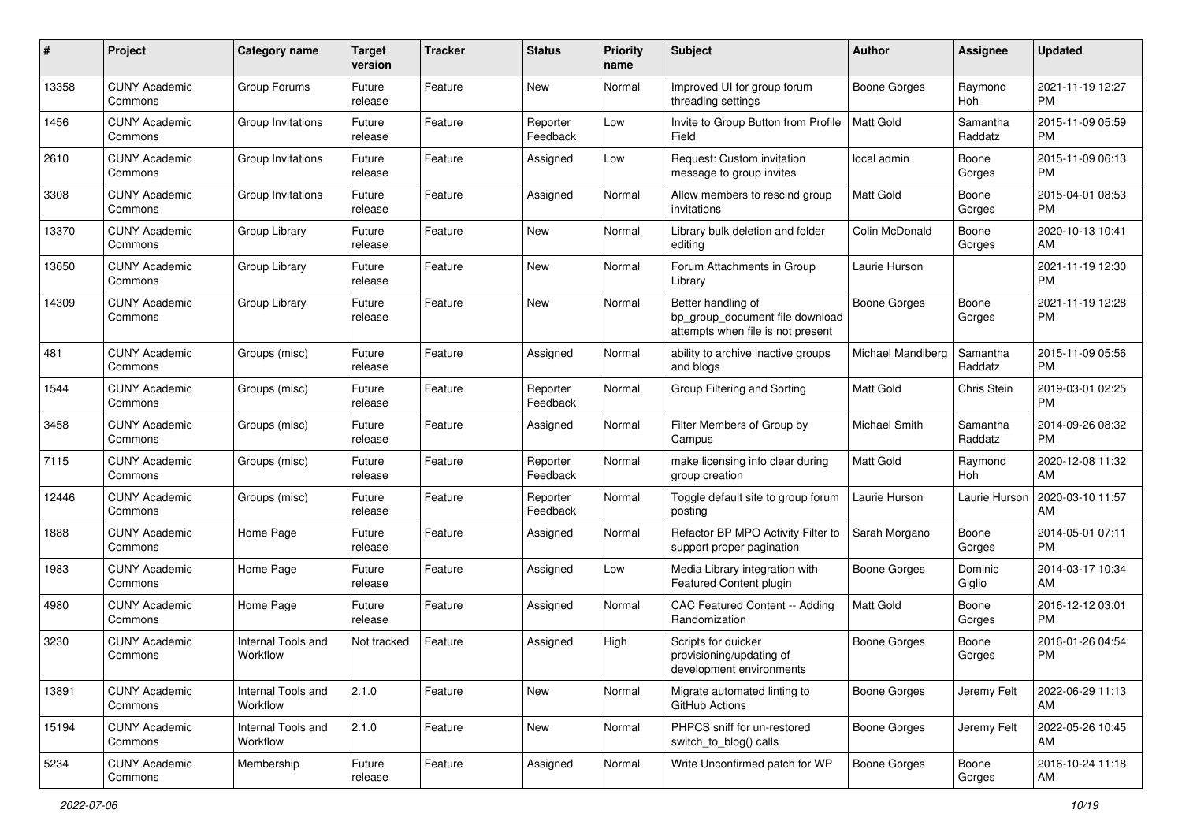| # | Project | Category name | Target version | Tracker | Status | Priority name | Subject | Author | Assignee | Updated |
|---|---|---|---|---|---|---|---|---|---|---|
| 13358 | CUNY Academic Commons | Group Forums | Future release | Feature | New | Normal | Improved UI for group forum threading settings | Boone Gorges | Raymond Hoh | 2021-11-19 12:27 PM |
| 1456 | CUNY Academic Commons | Group Invitations | Future release | Feature | Reporter Feedback | Low | Invite to Group Button from Profile Field | Matt Gold | Samantha Raddatz | 2015-11-09 05:59 PM |
| 2610 | CUNY Academic Commons | Group Invitations | Future release | Feature | Assigned | Low | Request: Custom invitation message to group invites | local admin | Boone Gorges | 2015-11-09 06:13 PM |
| 3308 | CUNY Academic Commons | Group Invitations | Future release | Feature | Assigned | Normal | Allow members to rescind group invitations | Matt Gold | Boone Gorges | 2015-04-01 08:53 PM |
| 13370 | CUNY Academic Commons | Group Library | Future release | Feature | New | Normal | Library bulk deletion and folder editing | Colin McDonald | Boone Gorges | 2020-10-13 10:41 AM |
| 13650 | CUNY Academic Commons | Group Library | Future release | Feature | New | Normal | Forum Attachments in Group Library | Laurie Hurson | | 2021-11-19 12:30 PM |
| 14309 | CUNY Academic Commons | Group Library | Future release | Feature | New | Normal | Better handling of bp_group_document file download attempts when file is not present | Boone Gorges | Boone Gorges | 2021-11-19 12:28 PM |
| 481 | CUNY Academic Commons | Groups (misc) | Future release | Feature | Assigned | Normal | ability to archive inactive groups and blogs | Michael Mandiberg | Samantha Raddatz | 2015-11-09 05:56 PM |
| 1544 | CUNY Academic Commons | Groups (misc) | Future release | Feature | Reporter Feedback | Normal | Group Filtering and Sorting | Matt Gold | Chris Stein | 2019-03-01 02:25 PM |
| 3458 | CUNY Academic Commons | Groups (misc) | Future release | Feature | Assigned | Normal | Filter Members of Group by Campus | Michael Smith | Samantha Raddatz | 2014-09-26 08:32 PM |
| 7115 | CUNY Academic Commons | Groups (misc) | Future release | Feature | Reporter Feedback | Normal | make licensing info clear during group creation | Matt Gold | Raymond Hoh | 2020-12-08 11:32 AM |
| 12446 | CUNY Academic Commons | Groups (misc) | Future release | Feature | Reporter Feedback | Normal | Toggle default site to group forum posting | Laurie Hurson | Laurie Hurson | 2020-03-10 11:57 AM |
| 1888 | CUNY Academic Commons | Home Page | Future release | Feature | Assigned | Normal | Refactor BP MPO Activity Filter to support proper pagination | Sarah Morgano | Boone Gorges | 2014-05-01 07:11 PM |
| 1983 | CUNY Academic Commons | Home Page | Future release | Feature | Assigned | Low | Media Library integration with Featured Content plugin | Boone Gorges | Dominic Giglio | 2014-03-17 10:34 AM |
| 4980 | CUNY Academic Commons | Home Page | Future release | Feature | Assigned | Normal | CAC Featured Content -- Adding Randomization | Matt Gold | Boone Gorges | 2016-12-12 03:01 PM |
| 3230 | CUNY Academic Commons | Internal Tools and Workflow | Not tracked | Feature | Assigned | High | Scripts for quicker provisioning/updating of development environments | Boone Gorges | Boone Gorges | 2016-01-26 04:54 PM |
| 13891 | CUNY Academic Commons | Internal Tools and Workflow | 2.1.0 | Feature | New | Normal | Migrate automated linting to GitHub Actions | Boone Gorges | Jeremy Felt | 2022-06-29 11:13 AM |
| 15194 | CUNY Academic Commons | Internal Tools and Workflow | 2.1.0 | Feature | New | Normal | PHPCS sniff for un-restored switch_to_blog() calls | Boone Gorges | Jeremy Felt | 2022-05-26 10:45 AM |
| 5234 | CUNY Academic Commons | Membership | Future release | Feature | Assigned | Normal | Write Unconfirmed patch for WP | Boone Gorges | Boone Gorges | 2016-10-24 11:18 AM |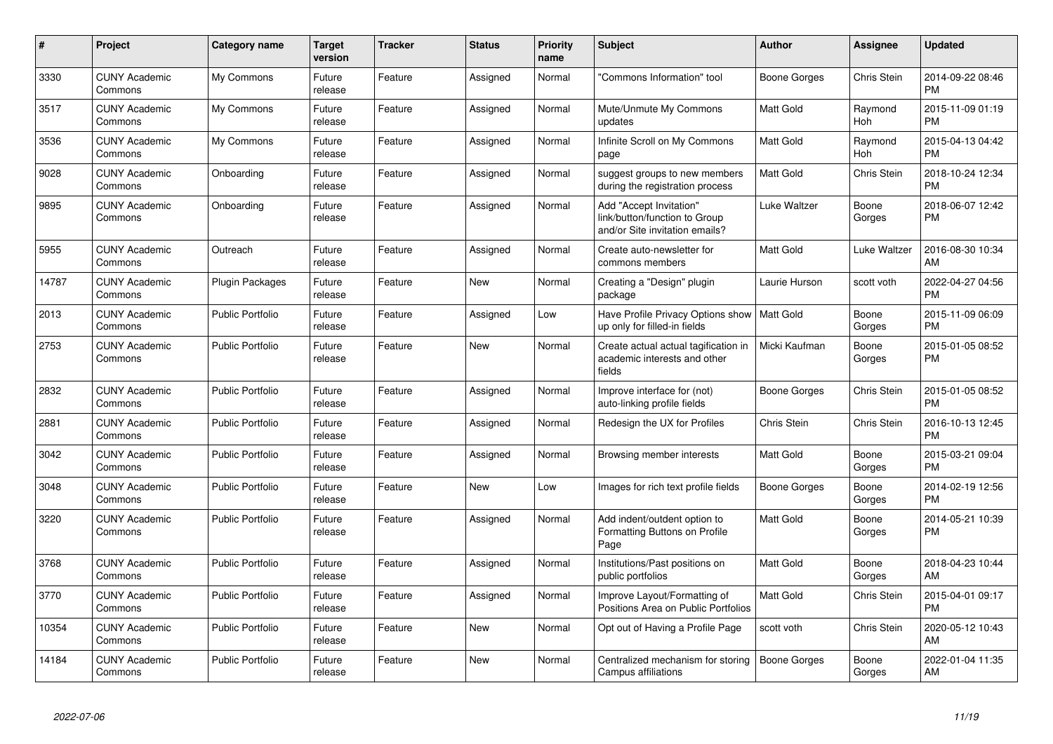| # | Project | Category name | Target version | Tracker | Status | Priority name | Subject | Author | Assignee | Updated |
|---|---|---|---|---|---|---|---|---|---|---|
| 3330 | CUNY Academic Commons | My Commons | Future release | Feature | Assigned | Normal | "Commons Information" tool | Boone Gorges | Chris Stein | 2014-09-22 08:46 PM |
| 3517 | CUNY Academic Commons | My Commons | Future release | Feature | Assigned | Normal | Mute/Unmute My Commons updates | Matt Gold | Raymond Hoh | 2015-11-09 01:19 PM |
| 3536 | CUNY Academic Commons | My Commons | Future release | Feature | Assigned | Normal | Infinite Scroll on My Commons page | Matt Gold | Raymond Hoh | 2015-04-13 04:42 PM |
| 9028 | CUNY Academic Commons | Onboarding | Future release | Feature | Assigned | Normal | suggest groups to new members during the registration process | Matt Gold | Chris Stein | 2018-10-24 12:34 PM |
| 9895 | CUNY Academic Commons | Onboarding | Future release | Feature | Assigned | Normal | Add "Accept Invitation" link/button/function to Group and/or Site invitation emails? | Luke Waltzer | Boone Gorges | 2018-06-07 12:42 PM |
| 5955 | CUNY Academic Commons | Outreach | Future release | Feature | Assigned | Normal | Create auto-newsletter for commons members | Matt Gold | Luke Waltzer | 2016-08-30 10:34 AM |
| 14787 | CUNY Academic Commons | Plugin Packages | Future release | Feature | New | Normal | Creating a "Design" plugin package | Laurie Hurson | scott voth | 2022-04-27 04:56 PM |
| 2013 | CUNY Academic Commons | Public Portfolio | Future release | Feature | Assigned | Low | Have Profile Privacy Options show up only for filled-in fields | Matt Gold | Boone Gorges | 2015-11-09 06:09 PM |
| 2753 | CUNY Academic Commons | Public Portfolio | Future release | Feature | New | Normal | Create actual actual tagification in academic interests and other fields | Micki Kaufman | Boone Gorges | 2015-01-05 08:52 PM |
| 2832 | CUNY Academic Commons | Public Portfolio | Future release | Feature | Assigned | Normal | Improve interface for (not) auto-linking profile fields | Boone Gorges | Chris Stein | 2015-01-05 08:52 PM |
| 2881 | CUNY Academic Commons | Public Portfolio | Future release | Feature | Assigned | Normal | Redesign the UX for Profiles | Chris Stein | Chris Stein | 2016-10-13 12:45 PM |
| 3042 | CUNY Academic Commons | Public Portfolio | Future release | Feature | Assigned | Normal | Browsing member interests | Matt Gold | Boone Gorges | 2015-03-21 09:04 PM |
| 3048 | CUNY Academic Commons | Public Portfolio | Future release | Feature | New | Low | Images for rich text profile fields | Boone Gorges | Boone Gorges | 2014-02-19 12:56 PM |
| 3220 | CUNY Academic Commons | Public Portfolio | Future release | Feature | Assigned | Normal | Add indent/outdent option to Formatting Buttons on Profile Page | Matt Gold | Boone Gorges | 2014-05-21 10:39 PM |
| 3768 | CUNY Academic Commons | Public Portfolio | Future release | Feature | Assigned | Normal | Institutions/Past positions on public portfolios | Matt Gold | Boone Gorges | 2018-04-23 10:44 AM |
| 3770 | CUNY Academic Commons | Public Portfolio | Future release | Feature | Assigned | Normal | Improve Layout/Formatting of Positions Area on Public Portfolios | Matt Gold | Chris Stein | 2015-04-01 09:17 PM |
| 10354 | CUNY Academic Commons | Public Portfolio | Future release | Feature | New | Normal | Opt out of Having a Profile Page | scott voth | Chris Stein | 2020-05-12 10:43 AM |
| 14184 | CUNY Academic Commons | Public Portfolio | Future release | Feature | New | Normal | Centralized mechanism for storing Campus affiliations | Boone Gorges | Boone Gorges | 2022-01-04 11:35 AM |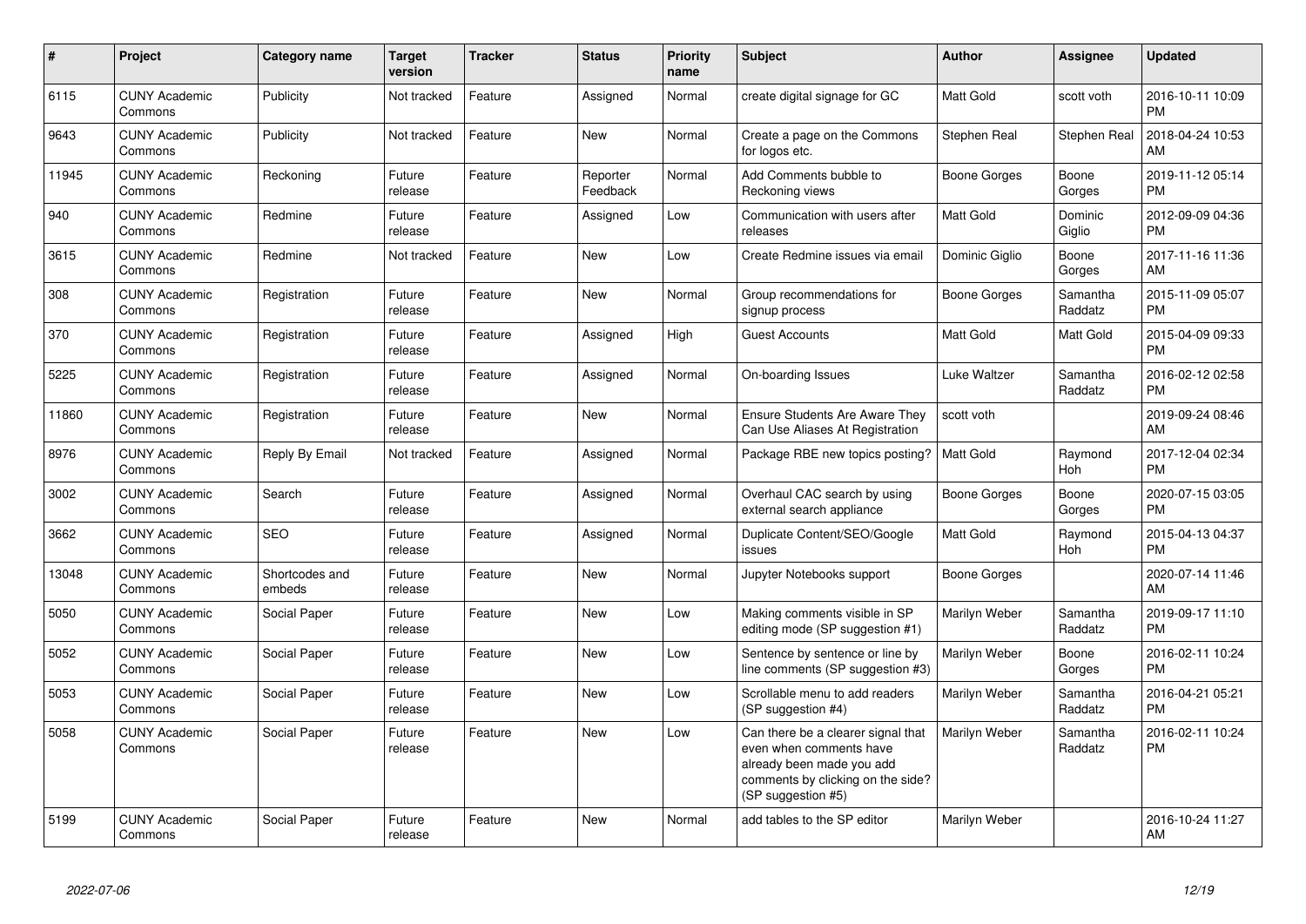| # | Project | Category name | Target version | Tracker | Status | Priority name | Subject | Author | Assignee | Updated |
|---|---|---|---|---|---|---|---|---|---|---|
| 6115 | CUNY Academic Commons | Publicity | Not tracked | Feature | Assigned | Normal | create digital signage for GC | Matt Gold | scott voth | 2016-10-11 10:09 PM |
| 9643 | CUNY Academic Commons | Publicity | Not tracked | Feature | New | Normal | Create a page on the Commons for logos etc. | Stephen Real | Stephen Real | 2018-04-24 10:53 AM |
| 11945 | CUNY Academic Commons | Reckoning | Future release | Feature | Reporter Feedback | Normal | Add Comments bubble to Reckoning views | Boone Gorges | Boone Gorges | 2019-11-12 05:14 PM |
| 940 | CUNY Academic Commons | Redmine | Future release | Feature | Assigned | Low | Communication with users after releases | Matt Gold | Dominic Giglio | 2012-09-09 04:36 PM |
| 3615 | CUNY Academic Commons | Redmine | Not tracked | Feature | New | Low | Create Redmine issues via email | Dominic Giglio | Boone Gorges | 2017-11-16 11:36 AM |
| 308 | CUNY Academic Commons | Registration | Future release | Feature | New | Normal | Group recommendations for signup process | Boone Gorges | Samantha Raddatz | 2015-11-09 05:07 PM |
| 370 | CUNY Academic Commons | Registration | Future release | Feature | Assigned | High | Guest Accounts | Matt Gold | Matt Gold | 2015-04-09 09:33 PM |
| 5225 | CUNY Academic Commons | Registration | Future release | Feature | Assigned | Normal | On-boarding Issues | Luke Waltzer | Samantha Raddatz | 2016-02-12 02:58 PM |
| 11860 | CUNY Academic Commons | Registration | Future release | Feature | New | Normal | Ensure Students Are Aware They Can Use Aliases At Registration | scott voth | | 2019-09-24 08:46 AM |
| 8976 | CUNY Academic Commons | Reply By Email | Not tracked | Feature | Assigned | Normal | Package RBE new topics posting? | Matt Gold | Raymond Hoh | 2017-12-04 02:34 PM |
| 3002 | CUNY Academic Commons | Search | Future release | Feature | Assigned | Normal | Overhaul CAC search by using external search appliance | Boone Gorges | Boone Gorges | 2020-07-15 03:05 PM |
| 3662 | CUNY Academic Commons | SEO | Future release | Feature | Assigned | Normal | Duplicate Content/SEO/Google issues | Matt Gold | Raymond Hoh | 2015-04-13 04:37 PM |
| 13048 | CUNY Academic Commons | Shortcodes and embeds | Future release | Feature | New | Normal | Jupyter Notebooks support | Boone Gorges | | 2020-07-14 11:46 AM |
| 5050 | CUNY Academic Commons | Social Paper | Future release | Feature | New | Low | Making comments visible in SP editing mode (SP suggestion #1) | Marilyn Weber | Samantha Raddatz | 2019-09-17 11:10 PM |
| 5052 | CUNY Academic Commons | Social Paper | Future release | Feature | New | Low | Sentence by sentence or line by line comments (SP suggestion #3) | Marilyn Weber | Boone Gorges | 2016-02-11 10:24 PM |
| 5053 | CUNY Academic Commons | Social Paper | Future release | Feature | New | Low | Scrollable menu to add readers (SP suggestion #4) | Marilyn Weber | Samantha Raddatz | 2016-04-21 05:21 PM |
| 5058 | CUNY Academic Commons | Social Paper | Future release | Feature | New | Low | Can there be a clearer signal that even when comments have already been made you add comments by clicking on the side? (SP suggestion #5) | Marilyn Weber | Samantha Raddatz | 2016-02-11 10:24 PM |
| 5199 | CUNY Academic Commons | Social Paper | Future release | Feature | New | Normal | add tables to the SP editor | Marilyn Weber | | 2016-10-24 11:27 AM |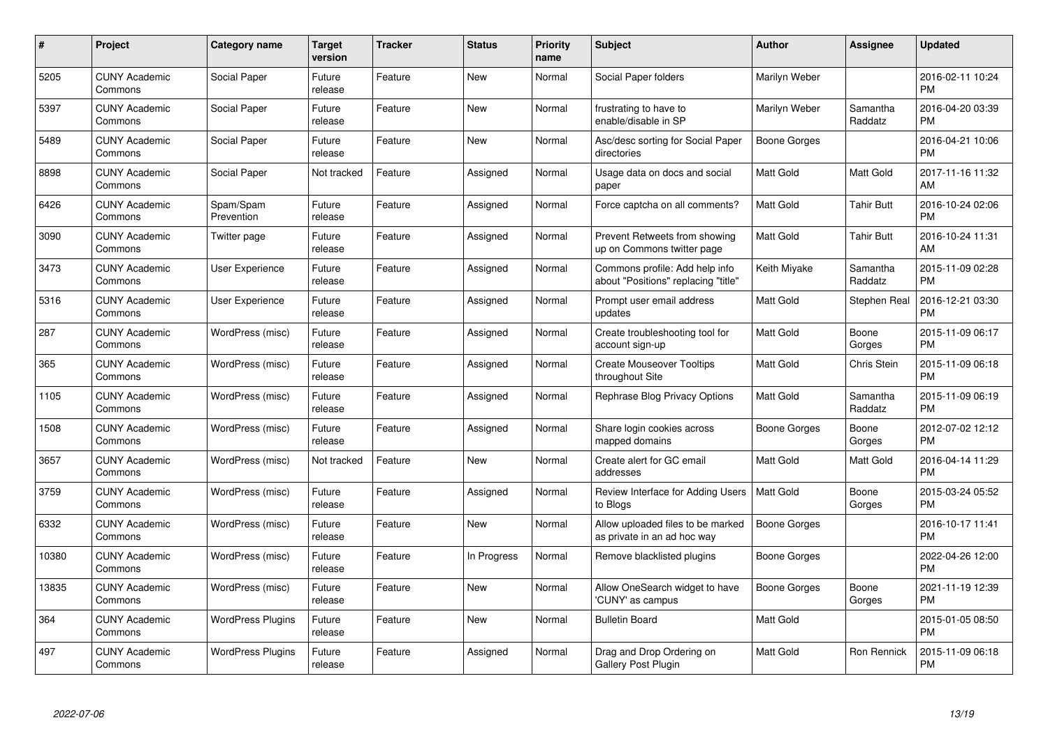| # | Project | Category name | Target version | Tracker | Status | Priority name | Subject | Author | Assignee | Updated |
|---|---|---|---|---|---|---|---|---|---|---|
| 5205 | CUNY Academic Commons | Social Paper | Future release | Feature | New | Normal | Social Paper folders | Marilyn Weber | | 2016-02-11 10:24 PM |
| 5397 | CUNY Academic Commons | Social Paper | Future release | Feature | New | Normal | frustrating to have to enable/disable in SP | Marilyn Weber | Samantha Raddatz | 2016-04-20 03:39 PM |
| 5489 | CUNY Academic Commons | Social Paper | Future release | Feature | New | Normal | Asc/desc sorting for Social Paper directories | Boone Gorges | | 2016-04-21 10:06 PM |
| 8898 | CUNY Academic Commons | Social Paper | Not tracked | Feature | Assigned | Normal | Usage data on docs and social paper | Matt Gold | Matt Gold | 2017-11-16 11:32 AM |
| 6426 | CUNY Academic Commons | Spam/Spam Prevention | Future release | Feature | Assigned | Normal | Force captcha on all comments? | Matt Gold | Tahir Butt | 2016-10-24 02:06 PM |
| 3090 | CUNY Academic Commons | Twitter page | Future release | Feature | Assigned | Normal | Prevent Retweets from showing up on Commons twitter page | Matt Gold | Tahir Butt | 2016-10-24 11:31 AM |
| 3473 | CUNY Academic Commons | User Experience | Future release | Feature | Assigned | Normal | Commons profile: Add help info about "Positions" replacing "title" | Keith Miyake | Samantha Raddatz | 2015-11-09 02:28 PM |
| 5316 | CUNY Academic Commons | User Experience | Future release | Feature | Assigned | Normal | Prompt user email address updates | Matt Gold | Stephen Real | 2016-12-21 03:30 PM |
| 287 | CUNY Academic Commons | WordPress (misc) | Future release | Feature | Assigned | Normal | Create troubleshooting tool for account sign-up | Matt Gold | Boone Gorges | 2015-11-09 06:17 PM |
| 365 | CUNY Academic Commons | WordPress (misc) | Future release | Feature | Assigned | Normal | Create Mouseover Tooltips throughout Site | Matt Gold | Chris Stein | 2015-11-09 06:18 PM |
| 1105 | CUNY Academic Commons | WordPress (misc) | Future release | Feature | Assigned | Normal | Rephrase Blog Privacy Options | Matt Gold | Samantha Raddatz | 2015-11-09 06:19 PM |
| 1508 | CUNY Academic Commons | WordPress (misc) | Future release | Feature | Assigned | Normal | Share login cookies across mapped domains | Boone Gorges | Boone Gorges | 2012-07-02 12:12 PM |
| 3657 | CUNY Academic Commons | WordPress (misc) | Not tracked | Feature | New | Normal | Create alert for GC email addresses | Matt Gold | Matt Gold | 2016-04-14 11:29 PM |
| 3759 | CUNY Academic Commons | WordPress (misc) | Future release | Feature | Assigned | Normal | Review Interface for Adding Users to Blogs | Matt Gold | Boone Gorges | 2015-03-24 05:52 PM |
| 6332 | CUNY Academic Commons | WordPress (misc) | Future release | Feature | New | Normal | Allow uploaded files to be marked as private in an ad hoc way | Boone Gorges | | 2016-10-17 11:41 PM |
| 10380 | CUNY Academic Commons | WordPress (misc) | Future release | Feature | In Progress | Normal | Remove blacklisted plugins | Boone Gorges | | 2022-04-26 12:00 PM |
| 13835 | CUNY Academic Commons | WordPress (misc) | Future release | Feature | New | Normal | Allow OneSearch widget to have 'CUNY' as campus | Boone Gorges | Boone Gorges | 2021-11-19 12:39 PM |
| 364 | CUNY Academic Commons | WordPress Plugins | Future release | Feature | New | Normal | Bulletin Board | Matt Gold | | 2015-01-05 08:50 PM |
| 497 | CUNY Academic Commons | WordPress Plugins | Future release | Feature | Assigned | Normal | Drag and Drop Ordering on Gallery Post Plugin | Matt Gold | Ron Rennick | 2015-11-09 06:18 PM |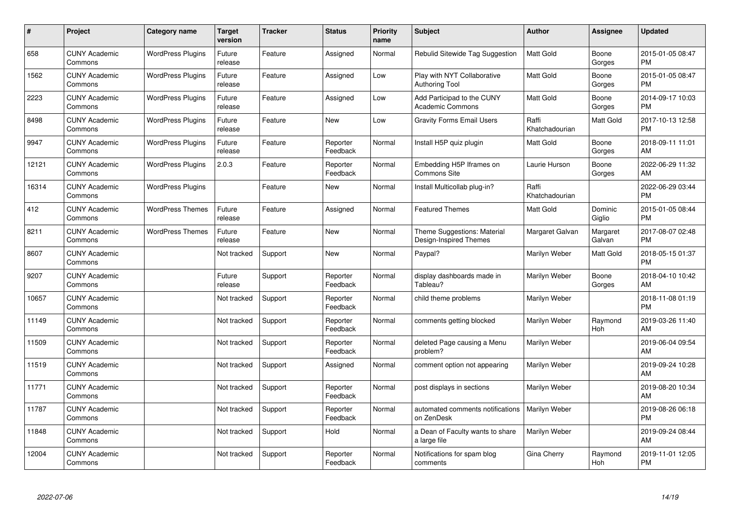| # | Project | Category name | Target version | Tracker | Status | Priority name | Subject | Author | Assignee | Updated |
|---|---|---|---|---|---|---|---|---|---|---|
| 658 | CUNY Academic Commons | WordPress Plugins | Future release | Feature | Assigned | Normal | Rebulid Sitewide Tag Suggestion | Matt Gold | Boone Gorges | 2015-01-05 08:47 PM |
| 1562 | CUNY Academic Commons | WordPress Plugins | Future release | Feature | Assigned | Low | Play with NYT Collaborative Authoring Tool | Matt Gold | Boone Gorges | 2015-01-05 08:47 PM |
| 2223 | CUNY Academic Commons | WordPress Plugins | Future release | Feature | Assigned | Low | Add Participad to the CUNY Academic Commons | Matt Gold | Boone Gorges | 2014-09-17 10:03 PM |
| 8498 | CUNY Academic Commons | WordPress Plugins | Future release | Feature | New | Low | Gravity Forms Email Users | Raffi Khatchadourian | Matt Gold | 2017-10-13 12:58 PM |
| 9947 | CUNY Academic Commons | WordPress Plugins | Future release | Feature | Reporter Feedback | Normal | Install H5P quiz plugin | Matt Gold | Boone Gorges | 2018-09-11 11:01 AM |
| 12121 | CUNY Academic Commons | WordPress Plugins | 2.0.3 | Feature | Reporter Feedback | Normal | Embedding H5P Iframes on Commons Site | Laurie Hurson | Boone Gorges | 2022-06-29 11:32 AM |
| 16314 | CUNY Academic Commons | WordPress Plugins | | Feature | New | Normal | Install Multicollab plug-in? | Raffi Khatchadourian | | 2022-06-29 03:44 PM |
| 412 | CUNY Academic Commons | WordPress Themes | Future release | Feature | Assigned | Normal | Featured Themes | Matt Gold | Dominic Giglio | 2015-01-05 08:44 PM |
| 8211 | CUNY Academic Commons | WordPress Themes | Future release | Feature | New | Normal | Theme Suggestions: Material Design-Inspired Themes | Margaret Galvan | Margaret Galvan | 2017-08-07 02:48 PM |
| 8607 | CUNY Academic Commons | | Not tracked | Support | New | Normal | Paypal? | Marilyn Weber | Matt Gold | 2018-05-15 01:37 PM |
| 9207 | CUNY Academic Commons | | Future release | Support | Reporter Feedback | Normal | display dashboards made in Tableau? | Marilyn Weber | Boone Gorges | 2018-04-10 10:42 AM |
| 10657 | CUNY Academic Commons | | Not tracked | Support | Reporter Feedback | Normal | child theme problems | Marilyn Weber | | 2018-11-08 01:19 PM |
| 11149 | CUNY Academic Commons | | Not tracked | Support | Reporter Feedback | Normal | comments getting blocked | Marilyn Weber | Raymond Hoh | 2019-03-26 11:40 AM |
| 11509 | CUNY Academic Commons | | Not tracked | Support | Reporter Feedback | Normal | deleted Page causing a Menu problem? | Marilyn Weber | | 2019-06-04 09:54 AM |
| 11519 | CUNY Academic Commons | | Not tracked | Support | Assigned | Normal | comment option not appearing | Marilyn Weber | | 2019-09-24 10:28 AM |
| 11771 | CUNY Academic Commons | | Not tracked | Support | Reporter Feedback | Normal | post displays in sections | Marilyn Weber | | 2019-08-20 10:34 AM |
| 11787 | CUNY Academic Commons | | Not tracked | Support | Reporter Feedback | Normal | automated comments notifications on ZenDesk | Marilyn Weber | | 2019-08-26 06:18 PM |
| 11848 | CUNY Academic Commons | | Not tracked | Support | Hold | Normal | a Dean of Faculty wants to share a large file | Marilyn Weber | | 2019-09-24 08:44 AM |
| 12004 | CUNY Academic Commons | | Not tracked | Support | Reporter Feedback | Normal | Notifications for spam blog comments | Gina Cherry | Raymond Hoh | 2019-11-01 12:05 PM |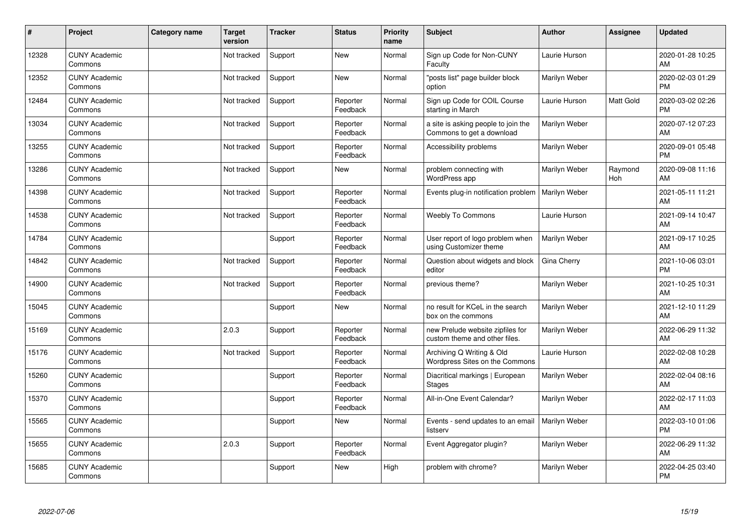| # | Project | Category name | Target version | Tracker | Status | Priority name | Subject | Author | Assignee | Updated |
|---|---|---|---|---|---|---|---|---|---|---|
| 12328 | CUNY Academic Commons | | Not tracked | Support | New | Normal | Sign up Code for Non-CUNY Faculty | Laurie Hurson | | 2020-01-28 10:25 AM |
| 12352 | CUNY Academic Commons | | Not tracked | Support | New | Normal | "posts list" page builder block option | Marilyn Weber | | 2020-02-03 01:29 PM |
| 12484 | CUNY Academic Commons | | Not tracked | Support | Reporter Feedback | Normal | Sign up Code for COIL Course starting in March | Laurie Hurson | Matt Gold | 2020-03-02 02:26 PM |
| 13034 | CUNY Academic Commons | | Not tracked | Support | Reporter Feedback | Normal | a site is asking people to join the Commons to get a download | Marilyn Weber | | 2020-07-12 07:23 AM |
| 13255 | CUNY Academic Commons | | Not tracked | Support | Reporter Feedback | Normal | Accessibility problems | Marilyn Weber | | 2020-09-01 05:48 PM |
| 13286 | CUNY Academic Commons | | Not tracked | Support | New | Normal | problem connecting with WordPress app | Marilyn Weber | Raymond Hoh | 2020-09-08 11:16 AM |
| 14398 | CUNY Academic Commons | | Not tracked | Support | Reporter Feedback | Normal | Events plug-in notification problem | Marilyn Weber | | 2021-05-11 11:21 AM |
| 14538 | CUNY Academic Commons | | Not tracked | Support | Reporter Feedback | Normal | Weebly To Commons | Laurie Hurson | | 2021-09-14 10:47 AM |
| 14784 | CUNY Academic Commons | | | Support | Reporter Feedback | Normal | User report of logo problem when using Customizer theme | Marilyn Weber | | 2021-09-17 10:25 AM |
| 14842 | CUNY Academic Commons | | Not tracked | Support | Reporter Feedback | Normal | Question about widgets and block editor | Gina Cherry | | 2021-10-06 03:01 PM |
| 14900 | CUNY Academic Commons | | Not tracked | Support | Reporter Feedback | Normal | previous theme? | Marilyn Weber | | 2021-10-25 10:31 AM |
| 15045 | CUNY Academic Commons | | | Support | New | Normal | no result for KCeL in the search box on the commons | Marilyn Weber | | 2021-12-10 11:29 AM |
| 15169 | CUNY Academic Commons | | 2.0.3 | Support | Reporter Feedback | Normal | new Prelude website zipfiles for custom theme and other files. | Marilyn Weber | | 2022-06-29 11:32 AM |
| 15176 | CUNY Academic Commons | | Not tracked | Support | Reporter Feedback | Normal | Archiving Q Writing & Old Wordpress Sites on the Commons | Laurie Hurson | | 2022-02-08 10:28 AM |
| 15260 | CUNY Academic Commons | | | Support | Reporter Feedback | Normal | Diacritical markings \| European Stages | Marilyn Weber | | 2022-02-04 08:16 AM |
| 15370 | CUNY Academic Commons | | | Support | Reporter Feedback | Normal | All-in-One Event Calendar? | Marilyn Weber | | 2022-02-17 11:03 AM |
| 15565 | CUNY Academic Commons | | | Support | New | Normal | Events - send updates to an email listserv | Marilyn Weber | | 2022-03-10 01:06 PM |
| 15655 | CUNY Academic Commons | | 2.0.3 | Support | Reporter Feedback | Normal | Event Aggregator plugin? | Marilyn Weber | | 2022-06-29 11:32 AM |
| 15685 | CUNY Academic Commons | | | Support | New | High | problem with chrome? | Marilyn Weber | | 2022-04-25 03:40 PM |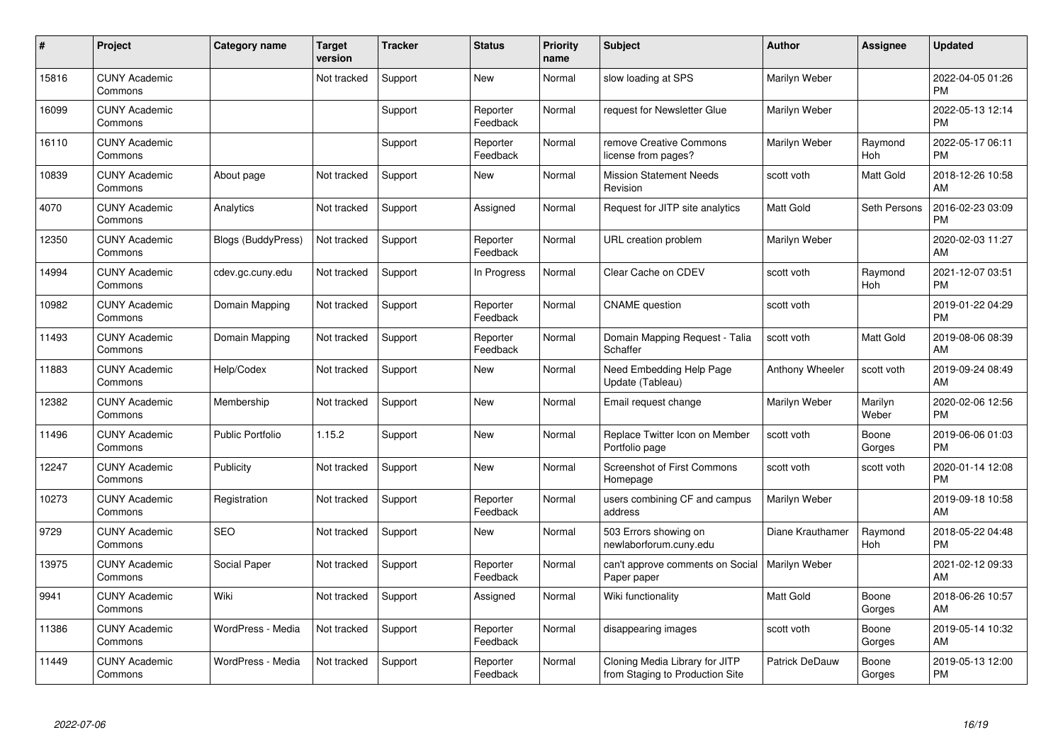| # | Project | Category name | Target version | Tracker | Status | Priority name | Subject | Author | Assignee | Updated |
|---|---|---|---|---|---|---|---|---|---|---|
| 15816 | CUNY Academic Commons | | Not tracked | Support | New | Normal | slow loading at SPS | Marilyn Weber | | 2022-04-05 01:26 PM |
| 16099 | CUNY Academic Commons | | | Support | Reporter Feedback | Normal | request for Newsletter Glue | Marilyn Weber | | 2022-05-13 12:14 PM |
| 16110 | CUNY Academic Commons | | | Support | Reporter Feedback | Normal | remove Creative Commons license from pages? | Marilyn Weber | Raymond Hoh | 2022-05-17 06:11 PM |
| 10839 | CUNY Academic Commons | About page | Not tracked | Support | New | Normal | Mission Statement Needs Revision | scott voth | Matt Gold | 2018-12-26 10:58 AM |
| 4070 | CUNY Academic Commons | Analytics | Not tracked | Support | Assigned | Normal | Request for JITP site analytics | Matt Gold | Seth Persons | 2016-02-23 03:09 PM |
| 12350 | CUNY Academic Commons | Blogs (BuddyPress) | Not tracked | Support | Reporter Feedback | Normal | URL creation problem | Marilyn Weber | | 2020-02-03 11:27 AM |
| 14994 | CUNY Academic Commons | cdev.gc.cuny.edu | Not tracked | Support | In Progress | Normal | Clear Cache on CDEV | scott voth | Raymond Hoh | 2021-12-07 03:51 PM |
| 10982 | CUNY Academic Commons | Domain Mapping | Not tracked | Support | Reporter Feedback | Normal | CNAME question | scott voth | | 2019-01-22 04:29 PM |
| 11493 | CUNY Academic Commons | Domain Mapping | Not tracked | Support | Reporter Feedback | Normal | Domain Mapping Request - Talia Schaffer | scott voth | Matt Gold | 2019-08-06 08:39 AM |
| 11883 | CUNY Academic Commons | Help/Codex | Not tracked | Support | New | Normal | Need Embedding Help Page Update (Tableau) | Anthony Wheeler | scott voth | 2019-09-24 08:49 AM |
| 12382 | CUNY Academic Commons | Membership | Not tracked | Support | New | Normal | Email request change | Marilyn Weber | Marilyn Weber | 2020-02-06 12:56 PM |
| 11496 | CUNY Academic Commons | Public Portfolio | 1.15.2 | Support | New | Normal | Replace Twitter Icon on Member Portfolio page | scott voth | Boone Gorges | 2019-06-06 01:03 PM |
| 12247 | CUNY Academic Commons | Publicity | Not tracked | Support | New | Normal | Screenshot of First Commons Homepage | scott voth | scott voth | 2020-01-14 12:08 PM |
| 10273 | CUNY Academic Commons | Registration | Not tracked | Support | Reporter Feedback | Normal | users combining CF and campus address | Marilyn Weber | | 2019-09-18 10:58 AM |
| 9729 | CUNY Academic Commons | SEO | Not tracked | Support | New | Normal | 503 Errors showing on newlaborforum.cuny.edu | Diane Krauthamer | Raymond Hoh | 2018-05-22 04:48 PM |
| 13975 | CUNY Academic Commons | Social Paper | Not tracked | Support | Reporter Feedback | Normal | can't approve comments on Social Paper paper | Marilyn Weber | | 2021-02-12 09:33 AM |
| 9941 | CUNY Academic Commons | Wiki | Not tracked | Support | Assigned | Normal | Wiki functionality | Matt Gold | Boone Gorges | 2018-06-26 10:57 AM |
| 11386 | CUNY Academic Commons | WordPress - Media | Not tracked | Support | Reporter Feedback | Normal | disappearing images | scott voth | Boone Gorges | 2019-05-14 10:32 AM |
| 11449 | CUNY Academic Commons | WordPress - Media | Not tracked | Support | Reporter Feedback | Normal | Cloning Media Library for JITP from Staging to Production Site | Patrick DeDauw | Boone Gorges | 2019-05-13 12:00 PM |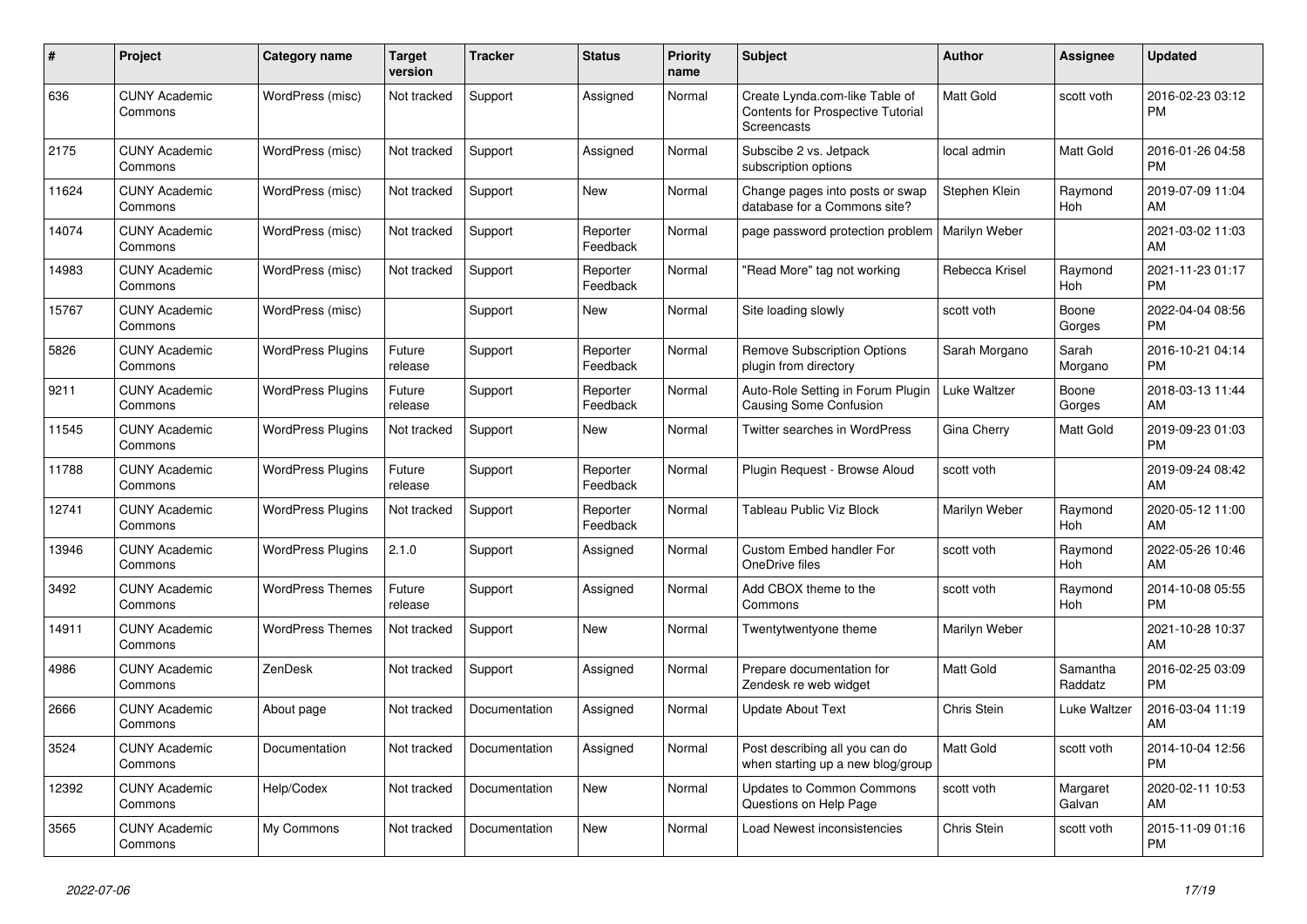| # | Project | Category name | Target version | Tracker | Status | Priority name | Subject | Author | Assignee | Updated |
|---|---|---|---|---|---|---|---|---|---|---|
| 636 | CUNY Academic Commons | WordPress (misc) | Not tracked | Support | Assigned | Normal | Create Lynda.com-like Table of Contents for Prospective Tutorial Screencasts | Matt Gold | scott voth | 2016-02-23 03:12 PM |
| 2175 | CUNY Academic Commons | WordPress (misc) | Not tracked | Support | Assigned | Normal | Subscibe 2 vs. Jetpack subscription options | local admin | Matt Gold | 2016-01-26 04:58 PM |
| 11624 | CUNY Academic Commons | WordPress (misc) | Not tracked | Support | New | Normal | Change pages into posts or swap database for a Commons site? | Stephen Klein | Raymond Hoh | 2019-07-09 11:04 AM |
| 14074 | CUNY Academic Commons | WordPress (misc) | Not tracked | Support | Reporter Feedback | Normal | page password protection problem | Marilyn Weber | | 2021-03-02 11:03 AM |
| 14983 | CUNY Academic Commons | WordPress (misc) | Not tracked | Support | Reporter Feedback | Normal | "Read More" tag not working | Rebecca Krisel | Raymond Hoh | 2021-11-23 01:17 PM |
| 15767 | CUNY Academic Commons | WordPress (misc) | | Support | New | Normal | Site loading slowly | scott voth | Boone Gorges | 2022-04-04 08:56 PM |
| 5826 | CUNY Academic Commons | WordPress Plugins | Future release | Support | Reporter Feedback | Normal | Remove Subscription Options plugin from directory | Sarah Morgano | Sarah Morgano | 2016-10-21 04:14 PM |
| 9211 | CUNY Academic Commons | WordPress Plugins | Future release | Support | Reporter Feedback | Normal | Auto-Role Setting in Forum Plugin Causing Some Confusion | Luke Waltzer | Boone Gorges | 2018-03-13 11:44 AM |
| 11545 | CUNY Academic Commons | WordPress Plugins | Not tracked | Support | New | Normal | Twitter searches in WordPress | Gina Cherry | Matt Gold | 2019-09-23 01:03 PM |
| 11788 | CUNY Academic Commons | WordPress Plugins | Future release | Support | Reporter Feedback | Normal | Plugin Request - Browse Aloud | scott voth | | 2019-09-24 08:42 AM |
| 12741 | CUNY Academic Commons | WordPress Plugins | Not tracked | Support | Reporter Feedback | Normal | Tableau Public Viz Block | Marilyn Weber | Raymond Hoh | 2020-05-12 11:00 AM |
| 13946 | CUNY Academic Commons | WordPress Plugins | 2.1.0 | Support | Assigned | Normal | Custom Embed handler For OneDrive files | scott voth | Raymond Hoh | 2022-05-26 10:46 AM |
| 3492 | CUNY Academic Commons | WordPress Themes | Future release | Support | Assigned | Normal | Add CBOX theme to the Commons | scott voth | Raymond Hoh | 2014-10-08 05:55 PM |
| 14911 | CUNY Academic Commons | WordPress Themes | Not tracked | Support | New | Normal | Twentytwentyone theme | Marilyn Weber | | 2021-10-28 10:37 AM |
| 4986 | CUNY Academic Commons | ZenDesk | Not tracked | Support | Assigned | Normal | Prepare documentation for Zendesk re web widget | Matt Gold | Samantha Raddatz | 2016-02-25 03:09 PM |
| 2666 | CUNY Academic Commons | About page | Not tracked | Documentation | Assigned | Normal | Update About Text | Chris Stein | Luke Waltzer | 2016-03-04 11:19 AM |
| 3524 | CUNY Academic Commons | Documentation | Not tracked | Documentation | Assigned | Normal | Post describing all you can do when starting up a new blog/group | Matt Gold | scott voth | 2014-10-04 12:56 PM |
| 12392 | CUNY Academic Commons | Help/Codex | Not tracked | Documentation | New | Normal | Updates to Common Commons Questions on Help Page | scott voth | Margaret Galvan | 2020-02-11 10:53 AM |
| 3565 | CUNY Academic Commons | My Commons | Not tracked | Documentation | New | Normal | Load Newest inconsistencies | Chris Stein | scott voth | 2015-11-09 01:16 PM |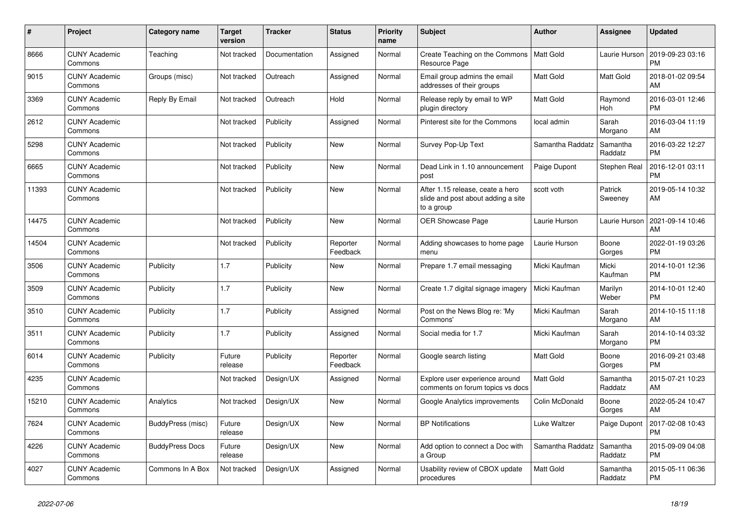| # | Project | Category name | Target version | Tracker | Status | Priority name | Subject | Author | Assignee | Updated |
|---|---|---|---|---|---|---|---|---|---|---|
| 8666 | CUNY Academic Commons | Teaching | Not tracked | Documentation | Assigned | Normal | Create Teaching on the Commons Resource Page | Matt Gold | Laurie Hurson | 2019-09-23 03:16 PM |
| 9015 | CUNY Academic Commons | Groups (misc) | Not tracked | Outreach | Assigned | Normal | Email group admins the email addresses of their groups | Matt Gold | Matt Gold | 2018-01-02 09:54 AM |
| 3369 | CUNY Academic Commons | Reply By Email | Not tracked | Outreach | Hold | Normal | Release reply by email to WP plugin directory | Matt Gold | Raymond Hoh | 2016-03-01 12:46 PM |
| 2612 | CUNY Academic Commons | | Not tracked | Publicity | Assigned | Normal | Pinterest site for the Commons | local admin | Sarah Morgano | 2016-03-04 11:19 AM |
| 5298 | CUNY Academic Commons | | Not tracked | Publicity | New | Normal | Survey Pop-Up Text | Samantha Raddatz | Samantha Raddatz | 2016-03-22 12:27 PM |
| 6665 | CUNY Academic Commons | | Not tracked | Publicity | New | Normal | Dead Link in 1.10 announcement post | Paige Dupont | Stephen Real | 2016-12-01 03:11 PM |
| 11393 | CUNY Academic Commons | | Not tracked | Publicity | New | Normal | After 1.15 release, ceate a hero slide and post about adding a site to a group | scott voth | Patrick Sweeney | 2019-05-14 10:32 AM |
| 14475 | CUNY Academic Commons | | Not tracked | Publicity | New | Normal | OER Showcase Page | Laurie Hurson | Laurie Hurson | 2021-09-14 10:46 AM |
| 14504 | CUNY Academic Commons | | Not tracked | Publicity | Reporter Feedback | Normal | Adding showcases to home page menu | Laurie Hurson | Boone Gorges | 2022-01-19 03:26 PM |
| 3506 | CUNY Academic Commons | Publicity | 1.7 | Publicity | New | Normal | Prepare 1.7 email messaging | Micki Kaufman | Micki Kaufman | 2014-10-01 12:36 PM |
| 3509 | CUNY Academic Commons | Publicity | 1.7 | Publicity | New | Normal | Create 1.7 digital signage imagery | Micki Kaufman | Marilyn Weber | 2014-10-01 12:40 PM |
| 3510 | CUNY Academic Commons | Publicity | 1.7 | Publicity | Assigned | Normal | Post on the News Blog re: 'My Commons' | Micki Kaufman | Sarah Morgano | 2014-10-15 11:18 AM |
| 3511 | CUNY Academic Commons | Publicity | 1.7 | Publicity | Assigned | Normal | Social media for 1.7 | Micki Kaufman | Sarah Morgano | 2014-10-14 03:32 PM |
| 6014 | CUNY Academic Commons | Publicity | Future release | Publicity | Reporter Feedback | Normal | Google search listing | Matt Gold | Boone Gorges | 2016-09-21 03:48 PM |
| 4235 | CUNY Academic Commons | | Not tracked | Design/UX | Assigned | Normal | Explore user experience around comments on forum topics vs docs | Matt Gold | Samantha Raddatz | 2015-07-21 10:23 AM |
| 15210 | CUNY Academic Commons | Analytics | Not tracked | Design/UX | New | Normal | Google Analytics improvements | Colin McDonald | Boone Gorges | 2022-05-24 10:47 AM |
| 7624 | CUNY Academic Commons | BuddyPress (misc) | Future release | Design/UX | New | Normal | BP Notifications | Luke Waltzer | Paige Dupont | 2017-02-08 10:43 PM |
| 4226 | CUNY Academic Commons | BuddyPress Docs | Future release | Design/UX | New | Normal | Add option to connect a Doc with a Group | Samantha Raddatz | Samantha Raddatz | 2015-09-09 04:08 PM |
| 4027 | CUNY Academic Commons | Commons In A Box | Not tracked | Design/UX | Assigned | Normal | Usability review of CBOX update procedures | Matt Gold | Samantha Raddatz | 2015-05-11 06:36 PM |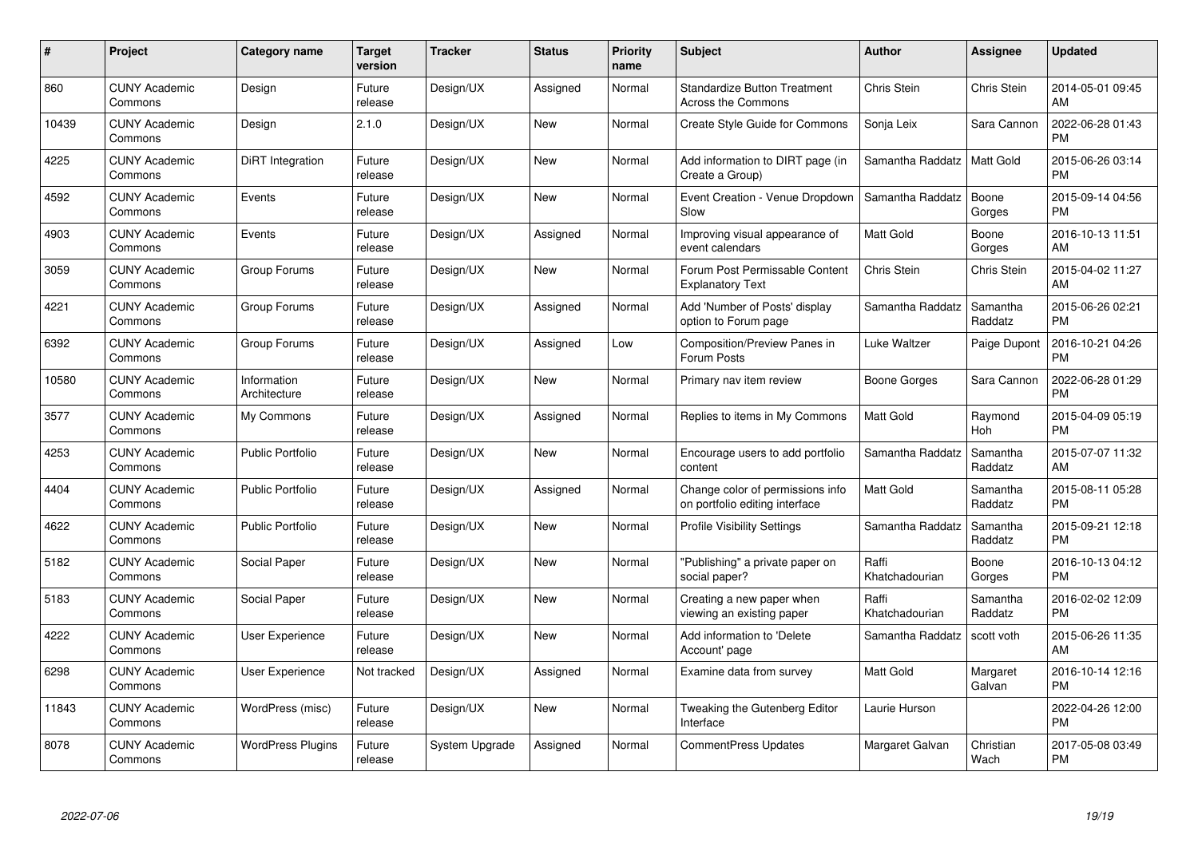| # | Project | Category name | Target version | Tracker | Status | Priority name | Subject | Author | Assignee | Updated |
|---|---|---|---|---|---|---|---|---|---|---|
| 860 | CUNY Academic Commons | Design | Future release | Design/UX | Assigned | Normal | Standardize Button Treatment Across the Commons | Chris Stein | Chris Stein | 2014-05-01 09:45 AM |
| 10439 | CUNY Academic Commons | Design | 2.1.0 | Design/UX | New | Normal | Create Style Guide for Commons | Sonja Leix | Sara Cannon | 2022-06-28 01:43 PM |
| 4225 | CUNY Academic Commons | DiRT Integration | Future release | Design/UX | New | Normal | Add information to DIRT page (in Create a Group) | Samantha Raddatz | Matt Gold | 2015-06-26 03:14 PM |
| 4592 | CUNY Academic Commons | Events | Future release | Design/UX | New | Normal | Event Creation - Venue Dropdown Slow | Samantha Raddatz | Boone Gorges | 2015-09-14 04:56 PM |
| 4903 | CUNY Academic Commons | Events | Future release | Design/UX | Assigned | Normal | Improving visual appearance of event calendars | Matt Gold | Boone Gorges | 2016-10-13 11:51 AM |
| 3059 | CUNY Academic Commons | Group Forums | Future release | Design/UX | New | Normal | Forum Post Permissable Content Explanatory Text | Chris Stein | Chris Stein | 2015-04-02 11:27 AM |
| 4221 | CUNY Academic Commons | Group Forums | Future release | Design/UX | Assigned | Normal | Add 'Number of Posts' display option to Forum page | Samantha Raddatz | Samantha Raddatz | 2015-06-26 02:21 PM |
| 6392 | CUNY Academic Commons | Group Forums | Future release | Design/UX | Assigned | Low | Composition/Preview Panes in Forum Posts | Luke Waltzer | Paige Dupont | 2016-10-21 04:26 PM |
| 10580 | CUNY Academic Commons | Information Architecture | Future release | Design/UX | New | Normal | Primary nav item review | Boone Gorges | Sara Cannon | 2022-06-28 01:29 PM |
| 3577 | CUNY Academic Commons | My Commons | Future release | Design/UX | Assigned | Normal | Replies to items in My Commons | Matt Gold | Raymond Hoh | 2015-04-09 05:19 PM |
| 4253 | CUNY Academic Commons | Public Portfolio | Future release | Design/UX | New | Normal | Encourage users to add portfolio content | Samantha Raddatz | Samantha Raddatz | 2015-07-07 11:32 AM |
| 4404 | CUNY Academic Commons | Public Portfolio | Future release | Design/UX | Assigned | Normal | Change color of permissions info on portfolio editing interface | Matt Gold | Samantha Raddatz | 2015-08-11 05:28 PM |
| 4622 | CUNY Academic Commons | Public Portfolio | Future release | Design/UX | New | Normal | Profile Visibility Settings | Samantha Raddatz | Samantha Raddatz | 2015-09-21 12:18 PM |
| 5182 | CUNY Academic Commons | Social Paper | Future release | Design/UX | New | Normal | "Publishing" a private paper on social paper? | Raffi Khatchadourian | Boone Gorges | 2016-10-13 04:12 PM |
| 5183 | CUNY Academic Commons | Social Paper | Future release | Design/UX | New | Normal | Creating a new paper when viewing an existing paper | Raffi Khatchadourian | Samantha Raddatz | 2016-02-02 12:09 PM |
| 4222 | CUNY Academic Commons | User Experience | Future release | Design/UX | New | Normal | Add information to 'Delete Account' page | Samantha Raddatz | scott voth | 2015-06-26 11:35 AM |
| 6298 | CUNY Academic Commons | User Experience | Not tracked | Design/UX | Assigned | Normal | Examine data from survey | Matt Gold | Margaret Galvan | 2016-10-14 12:16 PM |
| 11843 | CUNY Academic Commons | WordPress (misc) | Future release | Design/UX | New | Normal | Tweaking the Gutenberg Editor Interface | Laurie Hurson | | 2022-04-26 12:00 PM |
| 8078 | CUNY Academic Commons | WordPress Plugins | Future release | System Upgrade | Assigned | Normal | CommentPress Updates | Margaret Galvan | Christian Wach | 2017-05-08 03:49 PM |